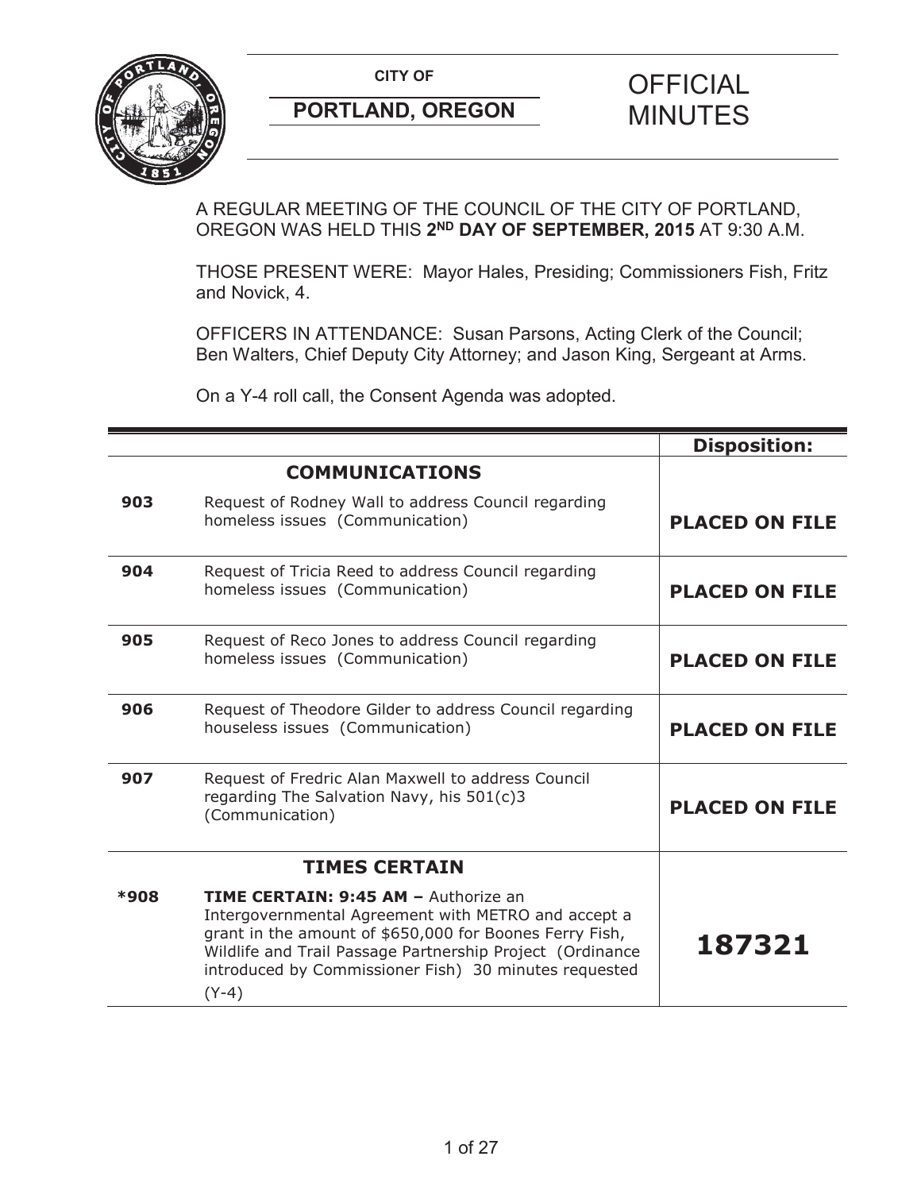**CITY OF**

**PORTLAND, OREGON**

# OFFICIAL MINUTES

A REGULAR MEETING OF THE COUNCIL OF THE CITY OF PORTLAND, OREGON WAS HELD THIS **2ND DAY OF SEPTEMBER, 2015** AT 9:30 A.M.

THOSE PRESENT WERE: Mayor Hales, Presiding; Commissioners Fish, Fritz and Novick, 4.

OFFICERS IN ATTENDANCE: Susan Parsons, Acting Clerk of the Council; Ben Walters, Chief Deputy City Attorney; and Jason King, Sergeant at Arms.

On a Y-4 roll call, the Consent Agenda was adopted.

| | | **Disposition:** |
|---|---|---|
| | **COMMUNICATIONS** | |
| **903** | Request of Rodney Wall to address Council regarding homeless issues (Communication) | **PLACED ON FILE** |
| **904** | Request of Tricia Reed to address Council regarding homeless issues (Communication) | **PLACED ON FILE** |
| **905** | Request of Reco Jones to address Council regarding homeless issues (Communication) | **PLACED ON FILE** |
| **906** | Request of Theodore Gilder to address Council regarding houseless issues (Communication) | **PLACED ON FILE** |
| **907** | Request of Fredric Alan Maxwell to address Council regarding The Salvation Navy, his 501(c)3 (Communication) | **PLACED ON FILE** |
| | **TIMES CERTAIN** | |
| **\*908** | **TIME CERTAIN: 9:45 AM –** Authorize an Intergovernmental Agreement with METRO and accept a grant in the amount of $650,000 for Boones Ferry Fish, Wildlife and Trail Passage Partnership Project (Ordinance introduced by Commissioner Fish) 30 minutes requested (Y-4) | **187321** |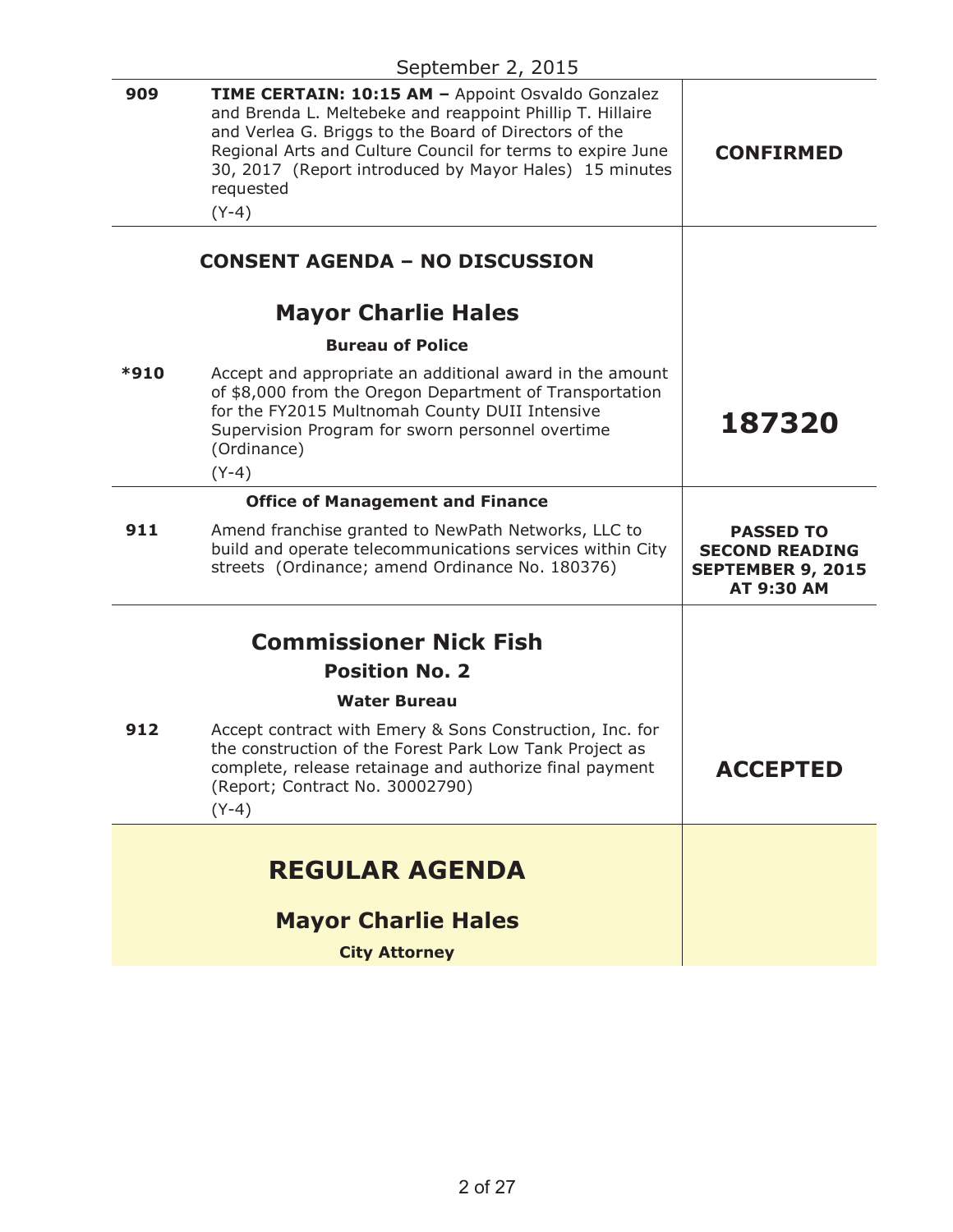September 2, 2015

| | | |
|---|---|---|
| 909 | **TIME CERTAIN: 10:15 AM –** Appoint Osvaldo Gonzalez and Brenda L. Meltebeke and reappoint Phillip T. Hillaire and Verlea G. Briggs to the Board of Directors of the Regional Arts and Culture Council for terms to expire June 30, 2017 (Report introduced by Mayor Hales) 15 minutes requested<br>(Y-4) | **CONFIRMED** |

## CONSENT AGENDA – NO DISCUSSION

## Mayor Charlie Hales

**Bureau of Police**

| | | |
|---|---|---|
| *910 | Accept and appropriate an additional award in the amount of $8,000 from the Oregon Department of Transportation for the FY2015 Multnomah County DUII Intensive Supervision Program for sworn personnel overtime (Ordinance)<br>(Y-4) | **187320** |

**Office of Management and Finance**

| | | |
|---|---|---|
| 911 | Amend franchise granted to NewPath Networks, LLC to build and operate telecommunications services within City streets (Ordinance; amend Ordinance No. 180376) | **PASSED TO SECOND READING SEPTEMBER 9, 2015 AT 9:30 AM** |

## Commissioner Nick Fish

### Position No. 2

**Water Bureau**

| | | |
|---|---|---|
| 912 | Accept contract with Emery & Sons Construction, Inc. for the construction of the Forest Park Low Tank Project as complete, release retainage and authorize final payment (Report; Contract No. 30002790)<br>(Y-4) | **ACCEPTED** |

# REGULAR AGENDA

## Mayor Charlie Hales

**City Attorney**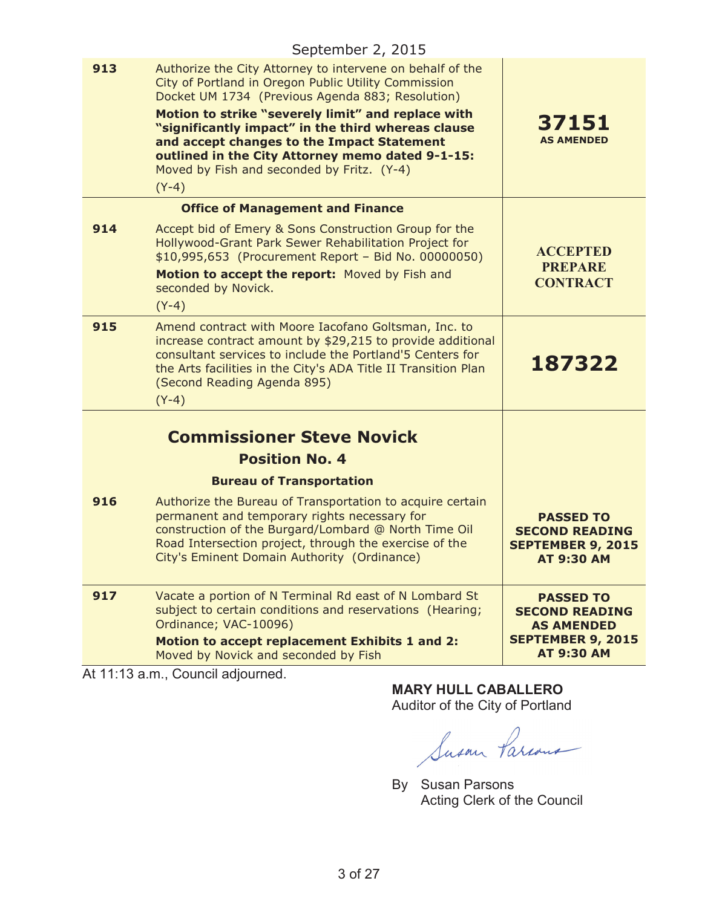September 2, 2015

| | | |
|---|---|---|
| **913** | Authorize the City Attorney to intervene on behalf of the City of Portland in Oregon Public Utility Commission Docket UM 1734 (Previous Agenda 883; Resolution)<br>**Motion to strike "severely limit" and replace with "significantly impact" in the third whereas clause and accept changes to the Impact Statement outlined in the City Attorney memo dated 9-1-15:** Moved by Fish and seconded by Fritz. (Y-4)<br>(Y-4) | **37151**<br>**AS AMENDED** |
| | **Office of Management and Finance** | |
| **914** | Accept bid of Emery & Sons Construction Group for the Hollywood-Grant Park Sewer Rehabilitation Project for $10,995,653 (Procurement Report – Bid No. 00000050)<br>**Motion to accept the report:** Moved by Fish and seconded by Novick.<br>(Y-4) | **ACCEPTED PREPARE CONTRACT** |
| **915** | Amend contract with Moore Iacofano Goltsman, Inc. to increase contract amount by $29,215 to provide additional consultant services to include the Portland'5 Centers for the Arts facilities in the City's ADA Title II Transition Plan (Second Reading Agenda 895)<br>(Y-4) | **187322** |
| | **Commissioner Steve Novick**<br>**Position No. 4**<br>**Bureau of Transportation** | |
| **916** | Authorize the Bureau of Transportation to acquire certain permanent and temporary rights necessary for construction of the Burgard/Lombard @ North Time Oil Road Intersection project, through the exercise of the City's Eminent Domain Authority (Ordinance) | **PASSED TO SECOND READING SEPTEMBER 9, 2015 AT 9:30 AM** |
| **917** | Vacate a portion of N Terminal Rd east of N Lombard St subject to certain conditions and reservations (Hearing; Ordinance; VAC-10096)<br>**Motion to accept replacement Exhibits 1 and 2:** Moved by Novick and seconded by Fish | **PASSED TO SECOND READING AS AMENDED SEPTEMBER 9, 2015 AT 9:30 AM** |

At 11:13 a.m., Council adjourned.

**MARY HULL CABALLERO**
Auditor of the City of Portland

By Susan Parsons
Acting Clerk of the Council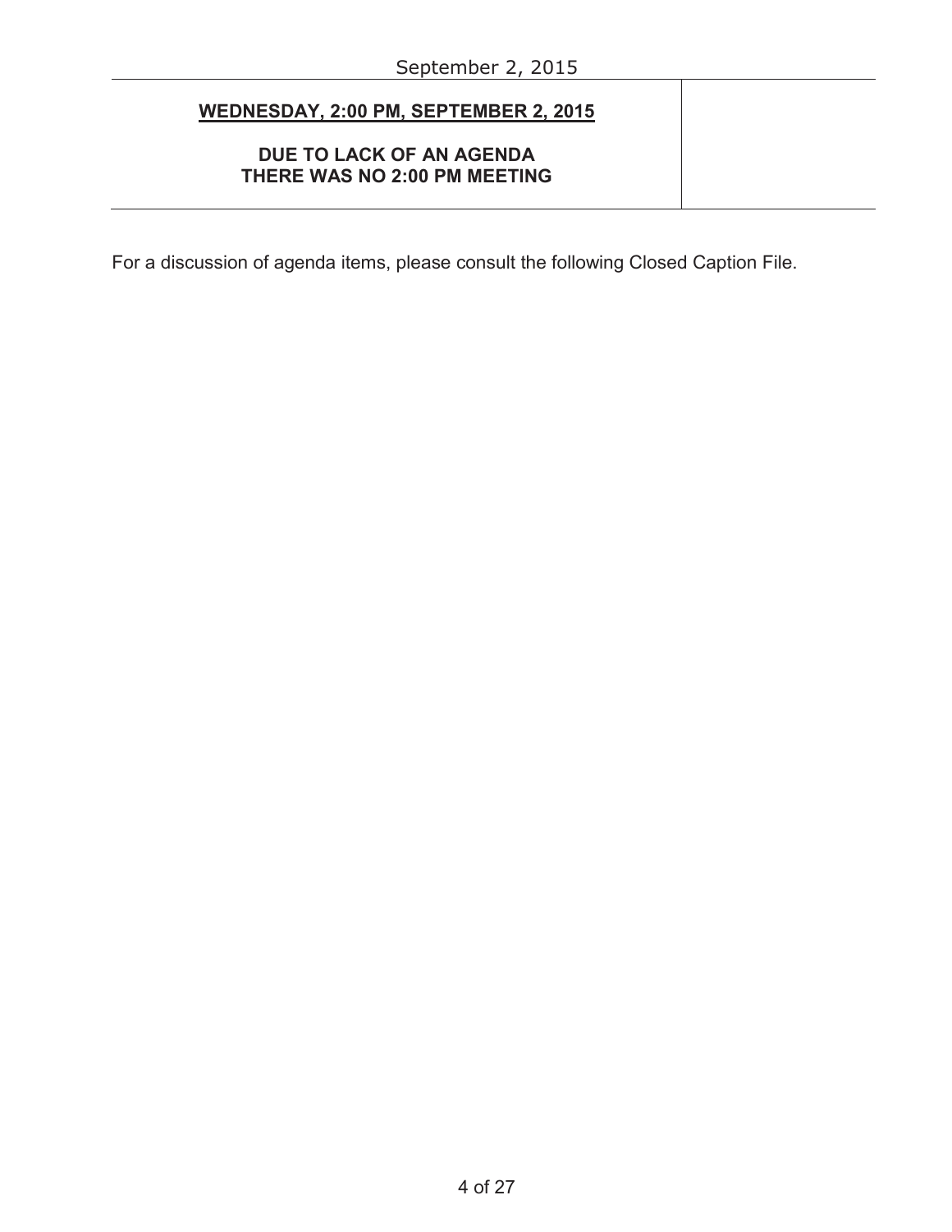| **WEDNESDAY, 2:00 PM, SEPTEMBER 2, 2015**<br><br>**DUE TO LACK OF AN AGENDA THERE WAS NO 2:00 PM MEETING** | |
|---|---|

For a discussion of agenda items, please consult the following Closed Caption File.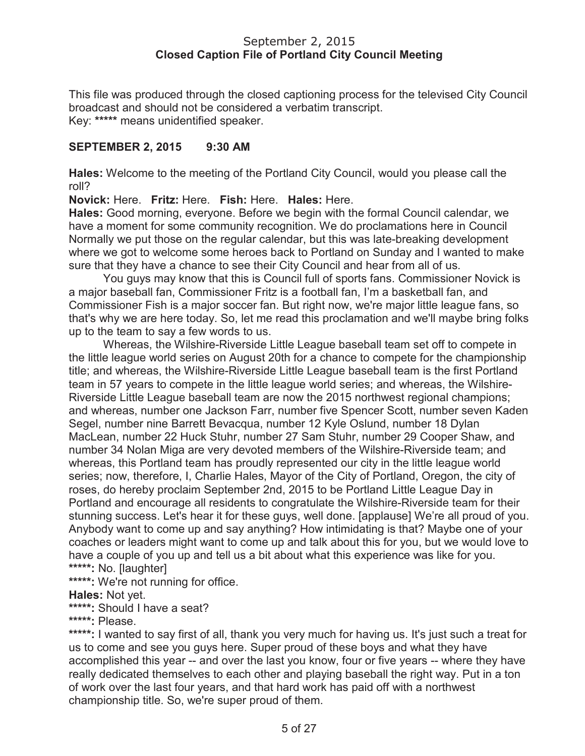## September 2, 2015
**Closed Caption File of Portland City Council Meeting**

This file was produced through the closed captioning process for the televised City Council broadcast and should not be considered a verbatim transcript.
Key: ***** means unidentified speaker.

**SEPTEMBER 2, 2015 9:30 AM**

**Hales:** Welcome to the meeting of the Portland City Council, would you please call the roll?

**Novick:** Here. **Fritz:** Here. **Fish:** Here. **Hales:** Here.

**Hales:** Good morning, everyone. Before we begin with the formal Council calendar, we have a moment for some community recognition. We do proclamations here in Council Normally we put those on the regular calendar, but this was late-breaking development where we got to welcome some heroes back to Portland on Sunday and I wanted to make sure that they have a chance to see their City Council and hear from all of us.

You guys may know that this is Council full of sports fans. Commissioner Novick is a major baseball fan, Commissioner Fritz is a football fan, I'm a basketball fan, and Commissioner Fish is a major soccer fan. But right now, we're major little league fans, so that's why we are here today. So, let me read this proclamation and we'll maybe bring folks up to the team to say a few words to us.

Whereas, the Wilshire-Riverside Little League baseball team set off to compete in the little league world series on August 20th for a chance to compete for the championship title; and whereas, the Wilshire-Riverside Little League baseball team is the first Portland team in 57 years to compete in the little league world series; and whereas, the Wilshire-Riverside Little League baseball team are now the 2015 northwest regional champions; and whereas, number one Jackson Farr, number five Spencer Scott, number seven Kaden Segel, number nine Barrett Bevacqua, number 12 Kyle Oslund, number 18 Dylan MacLean, number 22 Huck Stuhr, number 27 Sam Stuhr, number 29 Cooper Shaw, and number 34 Nolan Miga are very devoted members of the Wilshire-Riverside team; and whereas, this Portland team has proudly represented our city in the little league world series; now, therefore, I, Charlie Hales, Mayor of the City of Portland, Oregon, the city of roses, do hereby proclaim September 2nd, 2015 to be Portland Little League Day in Portland and encourage all residents to congratulate the Wilshire-Riverside team for their stunning success. Let's hear it for these guys, well done. [applause] We're all proud of you. Anybody want to come up and say anything? How intimidating is that? Maybe one of your coaches or leaders might want to come up and talk about this for you, but we would love to have a couple of you up and tell us a bit about what this experience was like for you.

*****: No. [laughter]

*****: We're not running for office.

**Hales:** Not yet.

*****: Should I have a seat?

*****: Please.

*****: I wanted to say first of all, thank you very much for having us. It's just such a treat for us to come and see you guys here. Super proud of these boys and what they have accomplished this year -- and over the last you know, four or five years -- where they have really dedicated themselves to each other and playing baseball the right way. Put in a ton of work over the last four years, and that hard work has paid off with a northwest championship title. So, we're super proud of them.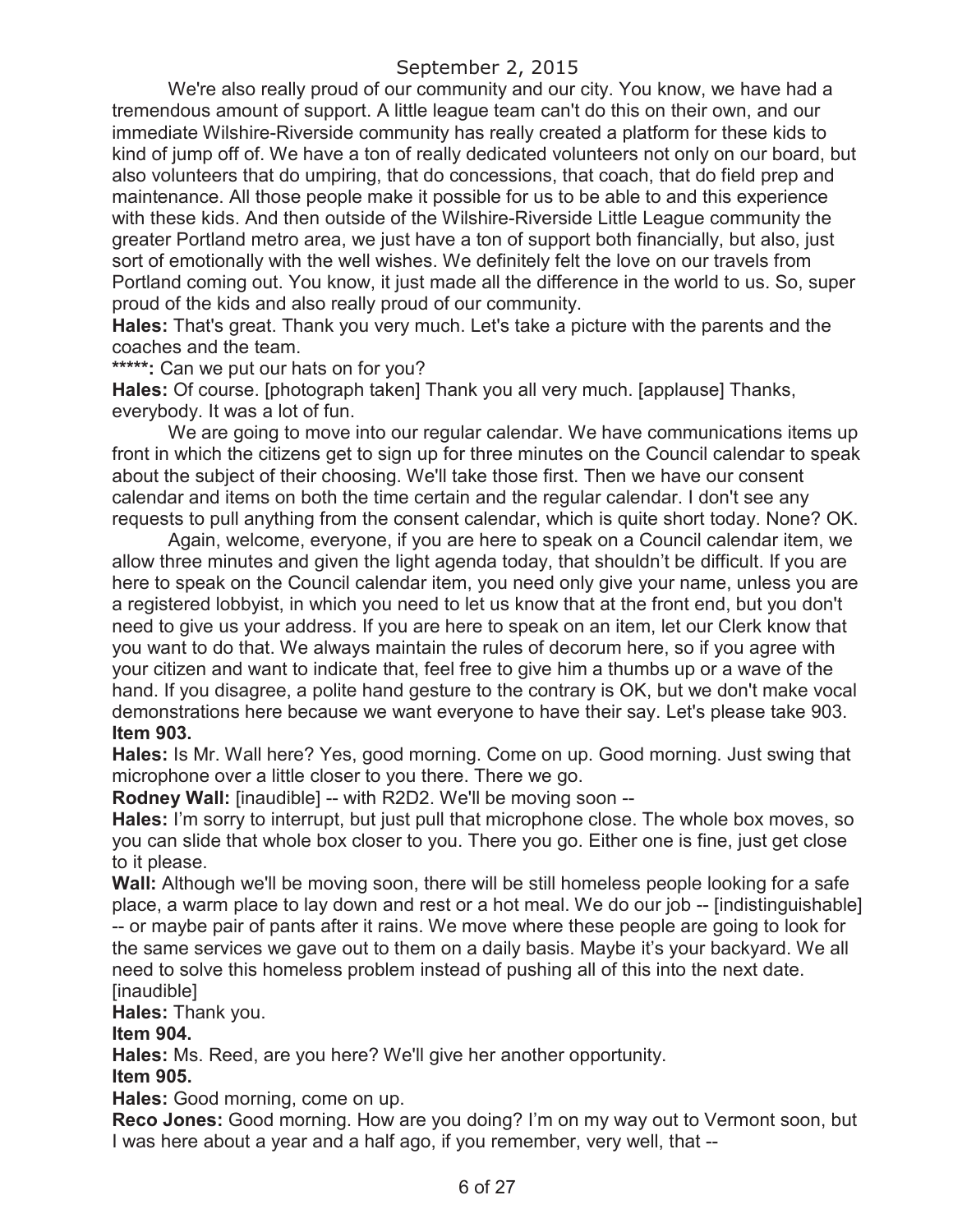We're also really proud of our community and our city. You know, we have had a tremendous amount of support. A little league team can't do this on their own, and our immediate Wilshire-Riverside community has really created a platform for these kids to kind of jump off of. We have a ton of really dedicated volunteers not only on our board, but also volunteers that do umpiring, that do concessions, that coach, that do field prep and maintenance. All those people make it possible for us to be able to and this experience with these kids. And then outside of the Wilshire-Riverside Little League community the greater Portland metro area, we just have a ton of support both financially, but also, just sort of emotionally with the well wishes. We definitely felt the love on our travels from Portland coming out. You know, it just made all the difference in the world to us. So, super proud of the kids and also really proud of our community.

**Hales:** That's great. Thank you very much. Let's take a picture with the parents and the coaches and the team.

**\*\*\*\*\*:** Can we put our hats on for you?

**Hales:** Of course. [photograph taken] Thank you all very much. [applause] Thanks, everybody. It was a lot of fun.

We are going to move into our regular calendar. We have communications items up front in which the citizens get to sign up for three minutes on the Council calendar to speak about the subject of their choosing. We'll take those first. Then we have our consent calendar and items on both the time certain and the regular calendar. I don't see any requests to pull anything from the consent calendar, which is quite short today. None? OK.

Again, welcome, everyone, if you are here to speak on a Council calendar item, we allow three minutes and given the light agenda today, that shouldn't be difficult. If you are here to speak on the Council calendar item, you need only give your name, unless you are a registered lobbyist, in which you need to let us know that at the front end, but you don't need to give us your address. If you are here to speak on an item, let our Clerk know that you want to do that. We always maintain the rules of decorum here, so if you agree with your citizen and want to indicate that, feel free to give him a thumbs up or a wave of the hand. If you disagree, a polite hand gesture to the contrary is OK, but we don't make vocal demonstrations here because we want everyone to have their say. Let's please take 903.

**Item 903.**

**Hales:** Is Mr. Wall here? Yes, good morning. Come on up. Good morning. Just swing that microphone over a little closer to you there. There we go.

**Rodney Wall:** [inaudible] -- with R2D2. We'll be moving soon --

**Hales:** I'm sorry to interrupt, but just pull that microphone close. The whole box moves, so you can slide that whole box closer to you. There you go. Either one is fine, just get close to it please.

**Wall:** Although we'll be moving soon, there will be still homeless people looking for a safe place, a warm place to lay down and rest or a hot meal. We do our job -- [indistinguishable] -- or maybe pair of pants after it rains. We move where these people are going to look for the same services we gave out to them on a daily basis. Maybe it's your backyard. We all need to solve this homeless problem instead of pushing all of this into the next date. [inaudible]

**Hales:** Thank you.

**Item 904.**

**Hales:** Ms. Reed, are you here? We'll give her another opportunity.

**Item 905.**

**Hales:** Good morning, come on up.

**Reco Jones:** Good morning. How are you doing? I'm on my way out to Vermont soon, but I was here about a year and a half ago, if you remember, very well, that --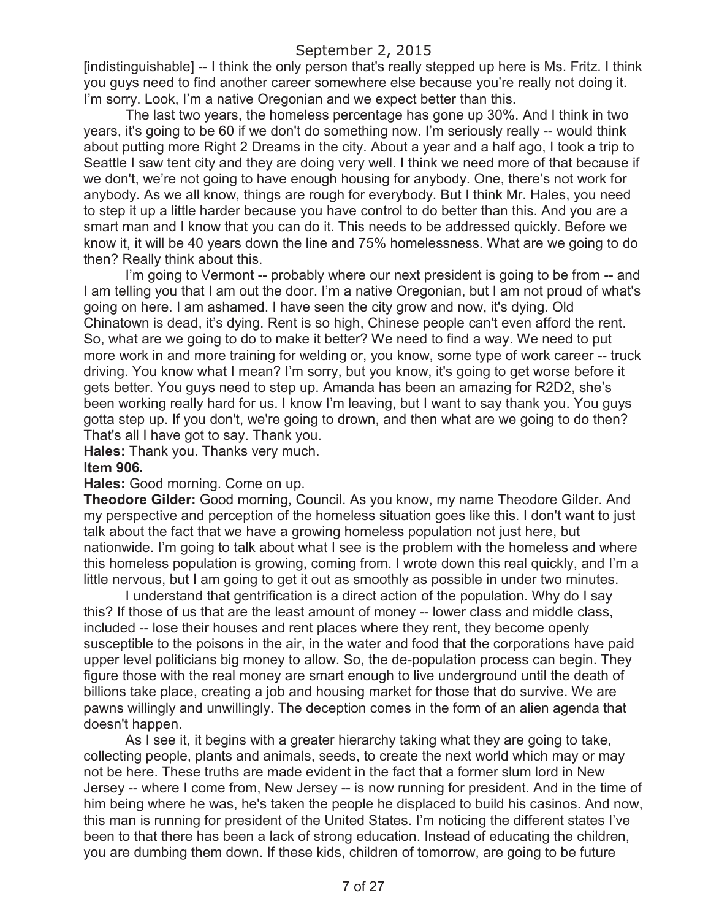[indistinguishable] -- I think the only person that's really stepped up here is Ms. Fritz. I think you guys need to find another career somewhere else because you're really not doing it. I'm sorry. Look, I'm a native Oregonian and we expect better than this.

The last two years, the homeless percentage has gone up 30%. And I think in two years, it's going to be 60 if we don't do something now. I'm seriously really -- would think about putting more Right 2 Dreams in the city. About a year and a half ago, I took a trip to Seattle I saw tent city and they are doing very well. I think we need more of that because if we don't, we're not going to have enough housing for anybody. One, there's not work for anybody. As we all know, things are rough for everybody. But I think Mr. Hales, you need to step it up a little harder because you have control to do better than this. And you are a smart man and I know that you can do it. This needs to be addressed quickly. Before we know it, it will be 40 years down the line and 75% homelessness. What are we going to do then? Really think about this.

I'm going to Vermont -- probably where our next president is going to be from -- and I am telling you that I am out the door. I'm a native Oregonian, but I am not proud of what's going on here. I am ashamed. I have seen the city grow and now, it's dying. Old Chinatown is dead, it's dying. Rent is so high, Chinese people can't even afford the rent. So, what are we going to do to make it better? We need to find a way. We need to put more work in and more training for welding or, you know, some type of work career -- truck driving. You know what I mean? I'm sorry, but you know, it's going to get worse before it gets better. You guys need to step up. Amanda has been an amazing for R2D2, she's been working really hard for us. I know I'm leaving, but I want to say thank you. You guys gotta step up. If you don't, we're going to drown, and then what are we going to do then? That's all I have got to say. Thank you.

**Hales:** Thank you. Thanks very much.

**Item 906.**

**Hales:** Good morning. Come on up.

**Theodore Gilder:** Good morning, Council. As you know, my name Theodore Gilder. And my perspective and perception of the homeless situation goes like this. I don't want to just talk about the fact that we have a growing homeless population not just here, but nationwide. I'm going to talk about what I see is the problem with the homeless and where this homeless population is growing, coming from. I wrote down this real quickly, and I'm a little nervous, but I am going to get it out as smoothly as possible in under two minutes.

I understand that gentrification is a direct action of the population. Why do I say this? If those of us that are the least amount of money -- lower class and middle class, included -- lose their houses and rent places where they rent, they become openly susceptible to the poisons in the air, in the water and food that the corporations have paid upper level politicians big money to allow. So, the de-population process can begin. They figure those with the real money are smart enough to live underground until the death of billions take place, creating a job and housing market for those that do survive. We are pawns willingly and unwillingly. The deception comes in the form of an alien agenda that doesn't happen.

As I see it, it begins with a greater hierarchy taking what they are going to take, collecting people, plants and animals, seeds, to create the next world which may or may not be here. These truths are made evident in the fact that a former slum lord in New Jersey -- where I come from, New Jersey -- is now running for president. And in the time of him being where he was, he's taken the people he displaced to build his casinos. And now, this man is running for president of the United States. I'm noticing the different states I've been to that there has been a lack of strong education. Instead of educating the children, you are dumbing them down. If these kids, children of tomorrow, are going to be future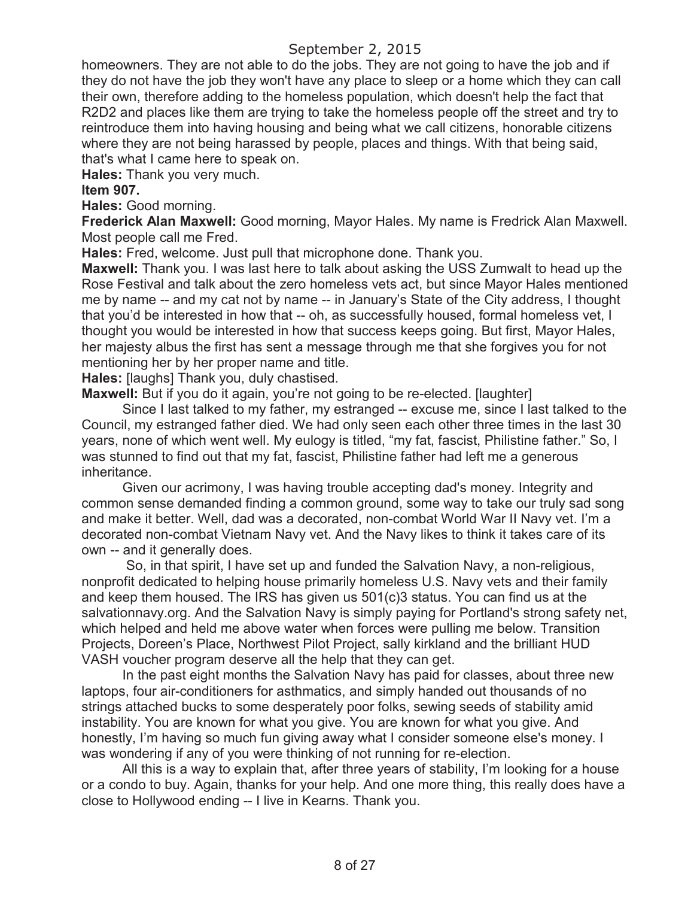homeowners. They are not able to do the jobs. They are not going to have the job and if they do not have the job they won't have any place to sleep or a home which they can call their own, therefore adding to the homeless population, which doesn't help the fact that R2D2 and places like them are trying to take the homeless people off the street and try to reintroduce them into having housing and being what we call citizens, honorable citizens where they are not being harassed by people, places and things. With that being said, that's what I came here to speak on.

**Hales:** Thank you very much.

**Item 907.**

**Hales:** Good morning.

**Frederick Alan Maxwell:** Good morning, Mayor Hales. My name is Fredrick Alan Maxwell. Most people call me Fred.

**Hales:** Fred, welcome. Just pull that microphone done. Thank you.

**Maxwell:** Thank you. I was last here to talk about asking the USS Zumwalt to head up the Rose Festival and talk about the zero homeless vets act, but since Mayor Hales mentioned me by name -- and my cat not by name -- in January's State of the City address, I thought that you'd be interested in how that -- oh, as successfully housed, formal homeless vet, I thought you would be interested in how that success keeps going. But first, Mayor Hales, her majesty albus the first has sent a message through me that she forgives you for not mentioning her by her proper name and title.

**Hales:** [laughs] Thank you, duly chastised.

**Maxwell:** But if you do it again, you're not going to be re-elected. [laughter]

Since I last talked to my father, my estranged -- excuse me, since I last talked to the Council, my estranged father died. We had only seen each other three times in the last 30 years, none of which went well. My eulogy is titled, "my fat, fascist, Philistine father." So, I was stunned to find out that my fat, fascist, Philistine father had left me a generous inheritance.

Given our acrimony, I was having trouble accepting dad's money. Integrity and common sense demanded finding a common ground, some way to take our truly sad song and make it better. Well, dad was a decorated, non-combat World War II Navy vet. I'm a decorated non-combat Vietnam Navy vet. And the Navy likes to think it takes care of its own -- and it generally does.

So, in that spirit, I have set up and funded the Salvation Navy, a non-religious, nonprofit dedicated to helping house primarily homeless U.S. Navy vets and their family and keep them housed. The IRS has given us 501(c)3 status. You can find us at the salvationnavy.org. And the Salvation Navy is simply paying for Portland's strong safety net, which helped and held me above water when forces were pulling me below. Transition Projects, Doreen's Place, Northwest Pilot Project, sally kirkland and the brilliant HUD VASH voucher program deserve all the help that they can get.

In the past eight months the Salvation Navy has paid for classes, about three new laptops, four air-conditioners for asthmatics, and simply handed out thousands of no strings attached bucks to some desperately poor folks, sewing seeds of stability amid instability. You are known for what you give. You are known for what you give. And honestly, I'm having so much fun giving away what I consider someone else's money. I was wondering if any of you were thinking of not running for re-election.

All this is a way to explain that, after three years of stability, I'm looking for a house or a condo to buy. Again, thanks for your help. And one more thing, this really does have a close to Hollywood ending -- I live in Kearns. Thank you.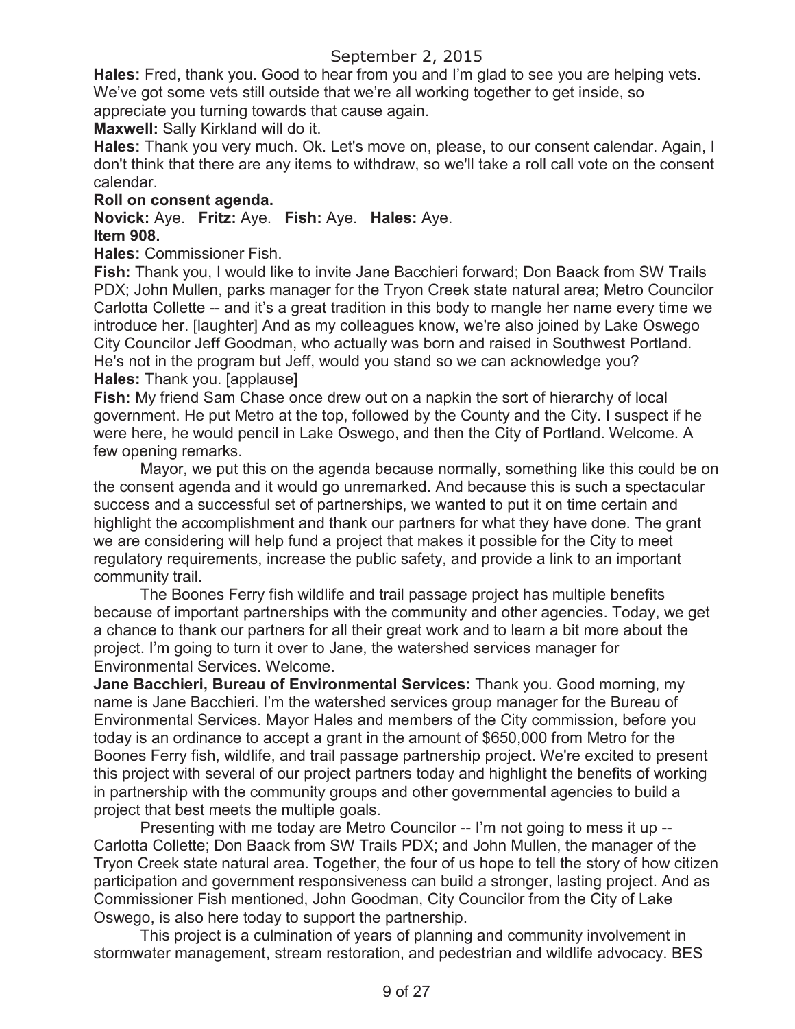**Hales:** Fred, thank you. Good to hear from you and I'm glad to see you are helping vets. We've got some vets still outside that we're all working together to get inside, so appreciate you turning towards that cause again.

**Maxwell:** Sally Kirkland will do it.

**Hales:** Thank you very much. Ok. Let's move on, please, to our consent calendar. Again, I don't think that there are any items to withdraw, so we'll take a roll call vote on the consent calendar.

**Roll on consent agenda.**

**Novick:** Aye. **Fritz:** Aye. **Fish:** Aye. **Hales:** Aye.

**Item 908.**

**Hales:** Commissioner Fish.

**Fish:** Thank you, I would like to invite Jane Bacchieri forward; Don Baack from SW Trails PDX; John Mullen, parks manager for the Tryon Creek state natural area; Metro Councilor Carlotta Collette -- and it's a great tradition in this body to mangle her name every time we introduce her. [laughter] And as my colleagues know, we're also joined by Lake Oswego City Councilor Jeff Goodman, who actually was born and raised in Southwest Portland. He's not in the program but Jeff, would you stand so we can acknowledge you?

**Hales:** Thank you. [applause]

**Fish:** My friend Sam Chase once drew out on a napkin the sort of hierarchy of local government. He put Metro at the top, followed by the County and the City. I suspect if he were here, he would pencil in Lake Oswego, and then the City of Portland. Welcome. A few opening remarks.

Mayor, we put this on the agenda because normally, something like this could be on the consent agenda and it would go unremarked. And because this is such a spectacular success and a successful set of partnerships, we wanted to put it on time certain and highlight the accomplishment and thank our partners for what they have done. The grant we are considering will help fund a project that makes it possible for the City to meet regulatory requirements, increase the public safety, and provide a link to an important community trail.

The Boones Ferry fish wildlife and trail passage project has multiple benefits because of important partnerships with the community and other agencies. Today, we get a chance to thank our partners for all their great work and to learn a bit more about the project. I'm going to turn it over to Jane, the watershed services manager for Environmental Services. Welcome.

**Jane Bacchieri, Bureau of Environmental Services:** Thank you. Good morning, my name is Jane Bacchieri. I'm the watershed services group manager for the Bureau of Environmental Services. Mayor Hales and members of the City commission, before you today is an ordinance to accept a grant in the amount of $650,000 from Metro for the Boones Ferry fish, wildlife, and trail passage partnership project. We're excited to present this project with several of our project partners today and highlight the benefits of working in partnership with the community groups and other governmental agencies to build a project that best meets the multiple goals.

Presenting with me today are Metro Councilor -- I'm not going to mess it up -- Carlotta Collette; Don Baack from SW Trails PDX; and John Mullen, the manager of the Tryon Creek state natural area. Together, the four of us hope to tell the story of how citizen participation and government responsiveness can build a stronger, lasting project. And as Commissioner Fish mentioned, John Goodman, City Councilor from the City of Lake Oswego, is also here today to support the partnership.

This project is a culmination of years of planning and community involvement in stormwater management, stream restoration, and pedestrian and wildlife advocacy. BES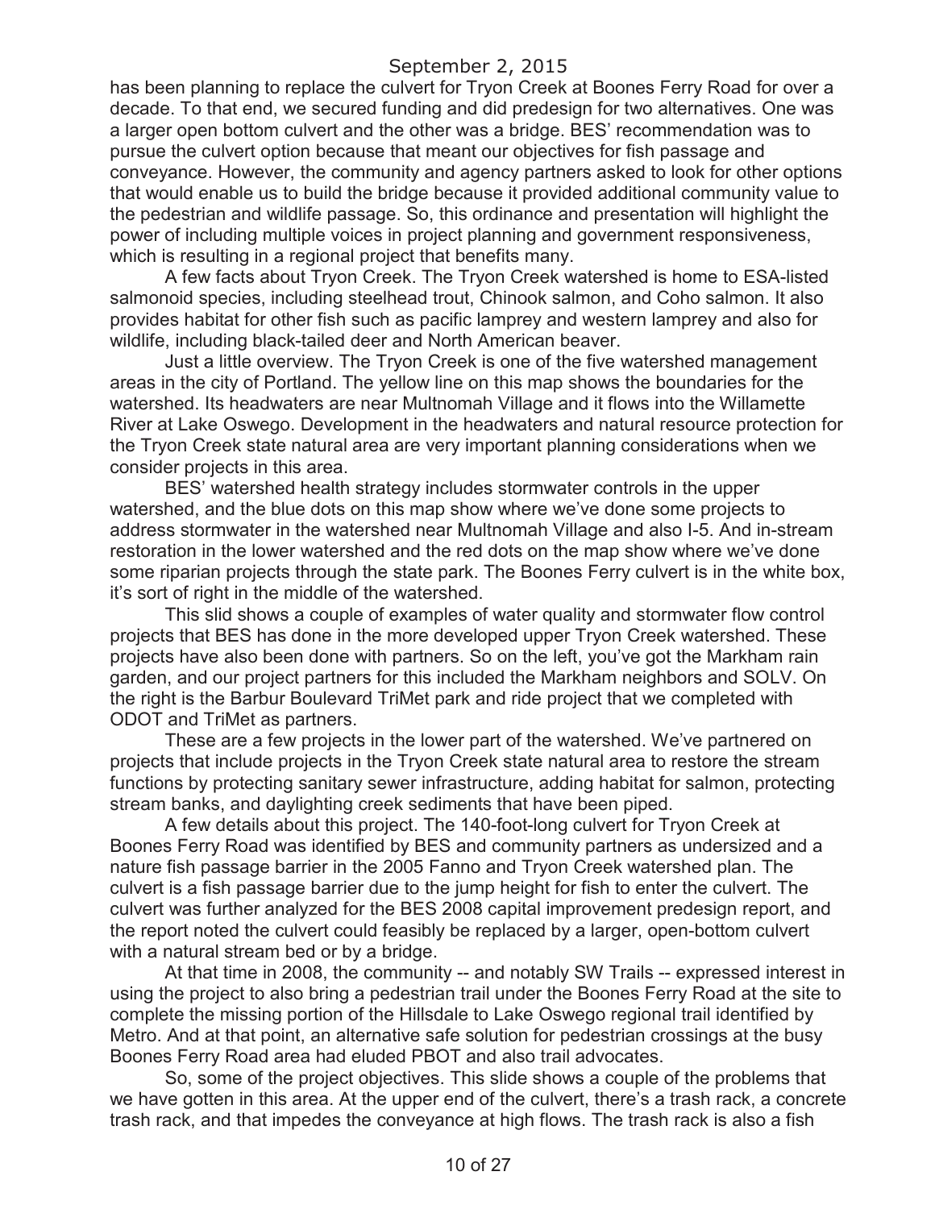has been planning to replace the culvert for Tryon Creek at Boones Ferry Road for over a decade. To that end, we secured funding and did predesign for two alternatives. One was a larger open bottom culvert and the other was a bridge. BES' recommendation was to pursue the culvert option because that meant our objectives for fish passage and conveyance. However, the community and agency partners asked to look for other options that would enable us to build the bridge because it provided additional community value to the pedestrian and wildlife passage. So, this ordinance and presentation will highlight the power of including multiple voices in project planning and government responsiveness, which is resulting in a regional project that benefits many.

A few facts about Tryon Creek. The Tryon Creek watershed is home to ESA-listed salmonoid species, including steelhead trout, Chinook salmon, and Coho salmon. It also provides habitat for other fish such as pacific lamprey and western lamprey and also for wildlife, including black-tailed deer and North American beaver.

Just a little overview. The Tryon Creek is one of the five watershed management areas in the city of Portland. The yellow line on this map shows the boundaries for the watershed. Its headwaters are near Multnomah Village and it flows into the Willamette River at Lake Oswego. Development in the headwaters and natural resource protection for the Tryon Creek state natural area are very important planning considerations when we consider projects in this area.

BES' watershed health strategy includes stormwater controls in the upper watershed, and the blue dots on this map show where we've done some projects to address stormwater in the watershed near Multnomah Village and also I-5. And in-stream restoration in the lower watershed and the red dots on the map show where we've done some riparian projects through the state park. The Boones Ferry culvert is in the white box, it's sort of right in the middle of the watershed.

This slid shows a couple of examples of water quality and stormwater flow control projects that BES has done in the more developed upper Tryon Creek watershed. These projects have also been done with partners. So on the left, you've got the Markham rain garden, and our project partners for this included the Markham neighbors and SOLV. On the right is the Barbur Boulevard TriMet park and ride project that we completed with ODOT and TriMet as partners.

These are a few projects in the lower part of the watershed. We've partnered on projects that include projects in the Tryon Creek state natural area to restore the stream functions by protecting sanitary sewer infrastructure, adding habitat for salmon, protecting stream banks, and daylighting creek sediments that have been piped.

A few details about this project. The 140-foot-long culvert for Tryon Creek at Boones Ferry Road was identified by BES and community partners as undersized and a nature fish passage barrier in the 2005 Fanno and Tryon Creek watershed plan. The culvert is a fish passage barrier due to the jump height for fish to enter the culvert. The culvert was further analyzed for the BES 2008 capital improvement predesign report, and the report noted the culvert could feasibly be replaced by a larger, open-bottom culvert with a natural stream bed or by a bridge.

At that time in 2008, the community -- and notably SW Trails -- expressed interest in using the project to also bring a pedestrian trail under the Boones Ferry Road at the site to complete the missing portion of the Hillsdale to Lake Oswego regional trail identified by Metro. And at that point, an alternative safe solution for pedestrian crossings at the busy Boones Ferry Road area had eluded PBOT and also trail advocates.

So, some of the project objectives. This slide shows a couple of the problems that we have gotten in this area. At the upper end of the culvert, there's a trash rack, a concrete trash rack, and that impedes the conveyance at high flows. The trash rack is also a fish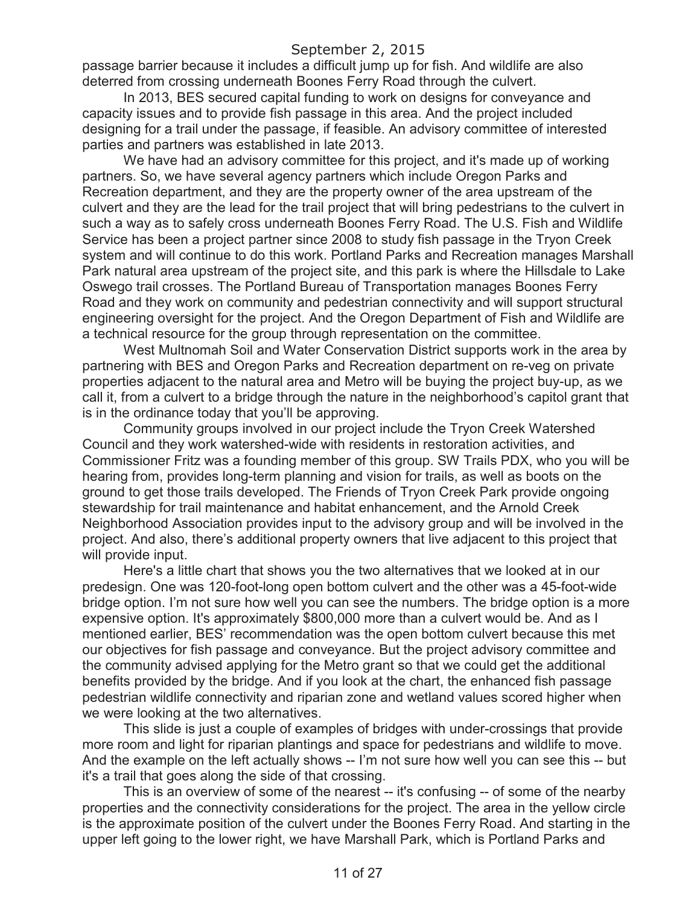passage barrier because it includes a difficult jump up for fish. And wildlife are also deterred from crossing underneath Boones Ferry Road through the culvert.

In 2013, BES secured capital funding to work on designs for conveyance and capacity issues and to provide fish passage in this area. And the project included designing for a trail under the passage, if feasible. An advisory committee of interested parties and partners was established in late 2013.

We have had an advisory committee for this project, and it's made up of working partners. So, we have several agency partners which include Oregon Parks and Recreation department, and they are the property owner of the area upstream of the culvert and they are the lead for the trail project that will bring pedestrians to the culvert in such a way as to safely cross underneath Boones Ferry Road. The U.S. Fish and Wildlife Service has been a project partner since 2008 to study fish passage in the Tryon Creek system and will continue to do this work. Portland Parks and Recreation manages Marshall Park natural area upstream of the project site, and this park is where the Hillsdale to Lake Oswego trail crosses. The Portland Bureau of Transportation manages Boones Ferry Road and they work on community and pedestrian connectivity and will support structural engineering oversight for the project. And the Oregon Department of Fish and Wildlife are a technical resource for the group through representation on the committee.

West Multnomah Soil and Water Conservation District supports work in the area by partnering with BES and Oregon Parks and Recreation department on re-veg on private properties adjacent to the natural area and Metro will be buying the project buy-up, as we call it, from a culvert to a bridge through the nature in the neighborhood's capitol grant that is in the ordinance today that you'll be approving.

Community groups involved in our project include the Tryon Creek Watershed Council and they work watershed-wide with residents in restoration activities, and Commissioner Fritz was a founding member of this group. SW Trails PDX, who you will be hearing from, provides long-term planning and vision for trails, as well as boots on the ground to get those trails developed. The Friends of Tryon Creek Park provide ongoing stewardship for trail maintenance and habitat enhancement, and the Arnold Creek Neighborhood Association provides input to the advisory group and will be involved in the project. And also, there's additional property owners that live adjacent to this project that will provide input.

Here's a little chart that shows you the two alternatives that we looked at in our predesign. One was 120-foot-long open bottom culvert and the other was a 45-foot-wide bridge option. I'm not sure how well you can see the numbers. The bridge option is a more expensive option. It's approximately $800,000 more than a culvert would be. And as I mentioned earlier, BES' recommendation was the open bottom culvert because this met our objectives for fish passage and conveyance. But the project advisory committee and the community advised applying for the Metro grant so that we could get the additional benefits provided by the bridge. And if you look at the chart, the enhanced fish passage pedestrian wildlife connectivity and riparian zone and wetland values scored higher when we were looking at the two alternatives.

This slide is just a couple of examples of bridges with under-crossings that provide more room and light for riparian plantings and space for pedestrians and wildlife to move. And the example on the left actually shows -- I'm not sure how well you can see this -- but it's a trail that goes along the side of that crossing.

This is an overview of some of the nearest -- it's confusing -- of some of the nearby properties and the connectivity considerations for the project. The area in the yellow circle is the approximate position of the culvert under the Boones Ferry Road. And starting in the upper left going to the lower right, we have Marshall Park, which is Portland Parks and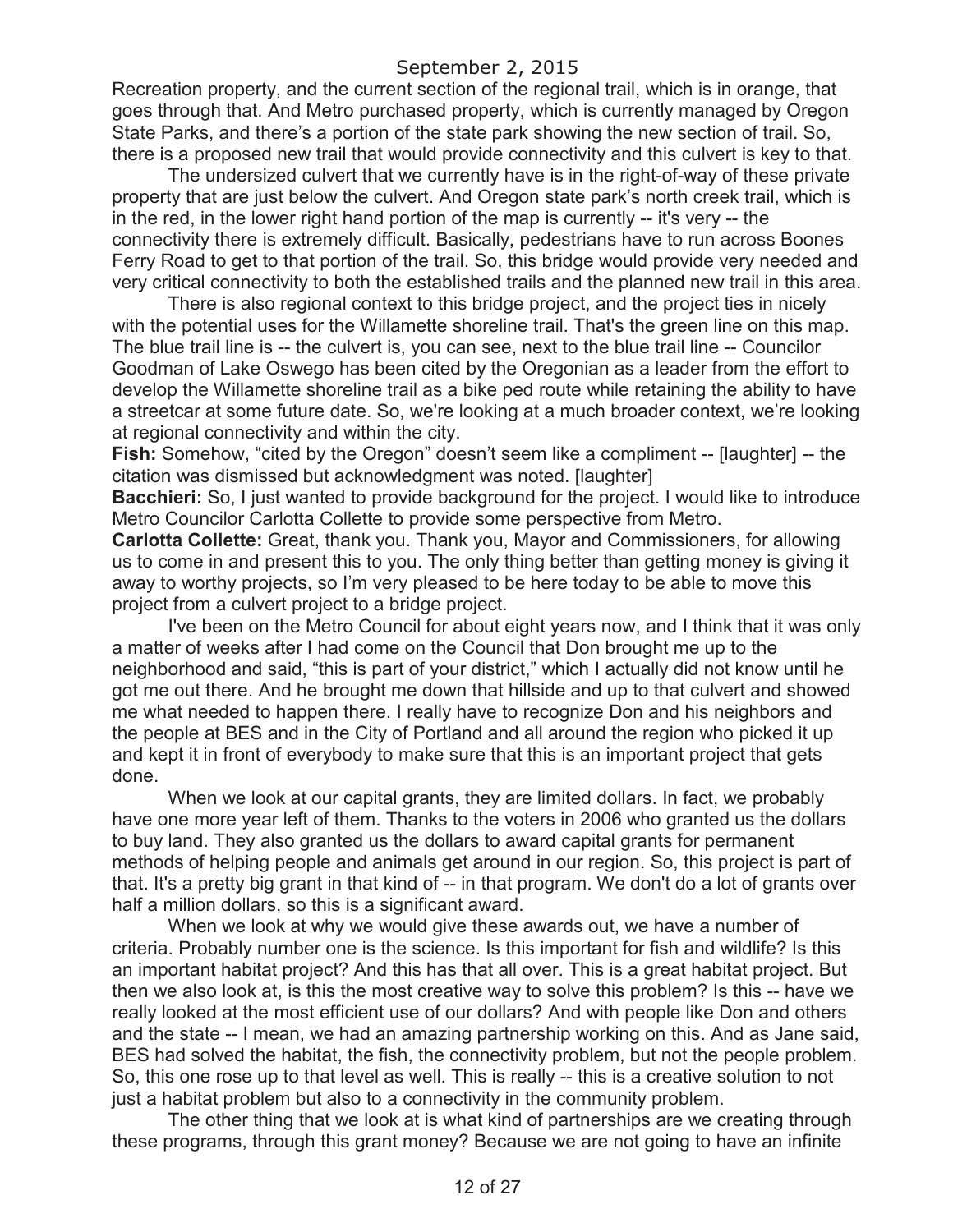Recreation property, and the current section of the regional trail, which is in orange, that goes through that. And Metro purchased property, which is currently managed by Oregon State Parks, and there's a portion of the state park showing the new section of trail. So, there is a proposed new trail that would provide connectivity and this culvert is key to that.

The undersized culvert that we currently have is in the right-of-way of these private property that are just below the culvert. And Oregon state park's north creek trail, which is in the red, in the lower right hand portion of the map is currently -- it's very -- the connectivity there is extremely difficult. Basically, pedestrians have to run across Boones Ferry Road to get to that portion of the trail. So, this bridge would provide very needed and very critical connectivity to both the established trails and the planned new trail in this area.

There is also regional context to this bridge project, and the project ties in nicely with the potential uses for the Willamette shoreline trail. That's the green line on this map. The blue trail line is -- the culvert is, you can see, next to the blue trail line -- Councilor Goodman of Lake Oswego has been cited by the Oregonian as a leader from the effort to develop the Willamette shoreline trail as a bike ped route while retaining the ability to have a streetcar at some future date. So, we're looking at a much broader context, we're looking at regional connectivity and within the city.

**Fish:** Somehow, "cited by the Oregon" doesn't seem like a compliment -- [laughter] -- the citation was dismissed but acknowledgment was noted. [laughter]

**Bacchieri:** So, I just wanted to provide background for the project. I would like to introduce Metro Councilor Carlotta Collette to provide some perspective from Metro.

**Carlotta Collette:** Great, thank you. Thank you, Mayor and Commissioners, for allowing us to come in and present this to you. The only thing better than getting money is giving it away to worthy projects, so I'm very pleased to be here today to be able to move this project from a culvert project to a bridge project.

I've been on the Metro Council for about eight years now, and I think that it was only a matter of weeks after I had come on the Council that Don brought me up to the neighborhood and said, "this is part of your district," which I actually did not know until he got me out there. And he brought me down that hillside and up to that culvert and showed me what needed to happen there. I really have to recognize Don and his neighbors and the people at BES and in the City of Portland and all around the region who picked it up and kept it in front of everybody to make sure that this is an important project that gets done.

When we look at our capital grants, they are limited dollars. In fact, we probably have one more year left of them. Thanks to the voters in 2006 who granted us the dollars to buy land. They also granted us the dollars to award capital grants for permanent methods of helping people and animals get around in our region. So, this project is part of that. It's a pretty big grant in that kind of -- in that program. We don't do a lot of grants over half a million dollars, so this is a significant award.

When we look at why we would give these awards out, we have a number of criteria. Probably number one is the science. Is this important for fish and wildlife? Is this an important habitat project? And this has that all over. This is a great habitat project. But then we also look at, is this the most creative way to solve this problem? Is this -- have we really looked at the most efficient use of our dollars? And with people like Don and others and the state -- I mean, we had an amazing partnership working on this. And as Jane said, BES had solved the habitat, the fish, the connectivity problem, but not the people problem. So, this one rose up to that level as well. This is really -- this is a creative solution to not just a habitat problem but also to a connectivity in the community problem.

The other thing that we look at is what kind of partnerships are we creating through these programs, through this grant money? Because we are not going to have an infinite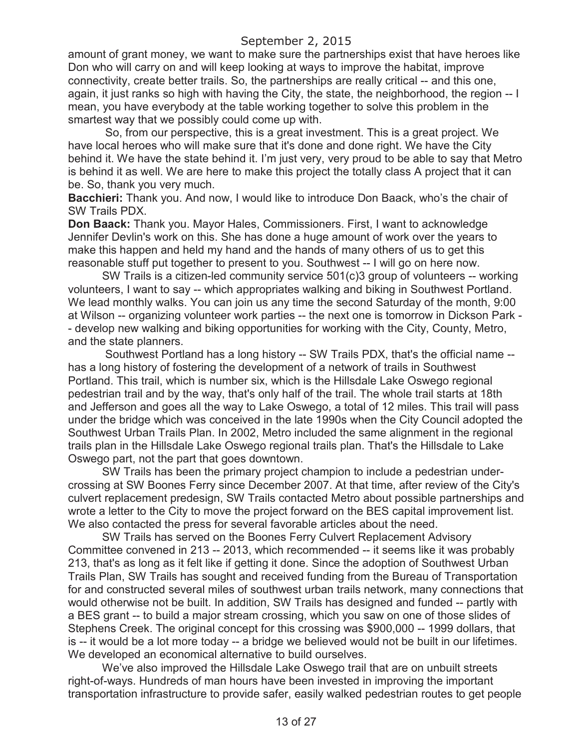amount of grant money, we want to make sure the partnerships exist that have heroes like Don who will carry on and will keep looking at ways to improve the habitat, improve connectivity, create better trails. So, the partnerships are really critical -- and this one, again, it just ranks so high with having the City, the state, the neighborhood, the region -- I mean, you have everybody at the table working together to solve this problem in the smartest way that we possibly could come up with.

So, from our perspective, this is a great investment. This is a great project. We have local heroes who will make sure that it's done and done right. We have the City behind it. We have the state behind it. I'm just very, very proud to be able to say that Metro is behind it as well. We are here to make this project the totally class A project that it can be. So, thank you very much.

**Bacchieri:** Thank you. And now, I would like to introduce Don Baack, who's the chair of SW Trails PDX.

**Don Baack:** Thank you. Mayor Hales, Commissioners. First, I want to acknowledge Jennifer Devlin's work on this. She has done a huge amount of work over the years to make this happen and held my hand and the hands of many others of us to get this reasonable stuff put together to present to you. Southwest -- I will go on here now.

SW Trails is a citizen-led community service 501(c)3 group of volunteers -- working volunteers, I want to say -- which appropriates walking and biking in Southwest Portland. We lead monthly walks. You can join us any time the second Saturday of the month, 9:00 at Wilson -- organizing volunteer work parties -- the next one is tomorrow in Dickson Park -- develop new walking and biking opportunities for working with the City, County, Metro, and the state planners.

Southwest Portland has a long history -- SW Trails PDX, that's the official name -- has a long history of fostering the development of a network of trails in Southwest Portland. This trail, which is number six, which is the Hillsdale Lake Oswego regional pedestrian trail and by the way, that's only half of the trail. The whole trail starts at 18th and Jefferson and goes all the way to Lake Oswego, a total of 12 miles. This trail will pass under the bridge which was conceived in the late 1990s when the City Council adopted the Southwest Urban Trails Plan. In 2002, Metro included the same alignment in the regional trails plan in the Hillsdale Lake Oswego regional trails plan. That's the Hillsdale to Lake Oswego part, not the part that goes downtown.

SW Trails has been the primary project champion to include a pedestrian under-crossing at SW Boones Ferry since December 2007. At that time, after review of the City's culvert replacement predesign, SW Trails contacted Metro about possible partnerships and wrote a letter to the City to move the project forward on the BES capital improvement list. We also contacted the press for several favorable articles about the need.

SW Trails has served on the Boones Ferry Culvert Replacement Advisory Committee convened in 213 -- 2013, which recommended -- it seems like it was probably 213, that's as long as it felt like if getting it done. Since the adoption of Southwest Urban Trails Plan, SW Trails has sought and received funding from the Bureau of Transportation for and constructed several miles of southwest urban trails network, many connections that would otherwise not be built. In addition, SW Trails has designed and funded -- partly with a BES grant -- to build a major stream crossing, which you saw on one of those slides of Stephens Creek. The original concept for this crossing was $900,000 -- 1999 dollars, that is -- it would be a lot more today -- a bridge we believed would not be built in our lifetimes. We developed an economical alternative to build ourselves.

We've also improved the Hillsdale Lake Oswego trail that are on unbuilt streets right-of-ways. Hundreds of man hours have been invested in improving the important transportation infrastructure to provide safer, easily walked pedestrian routes to get people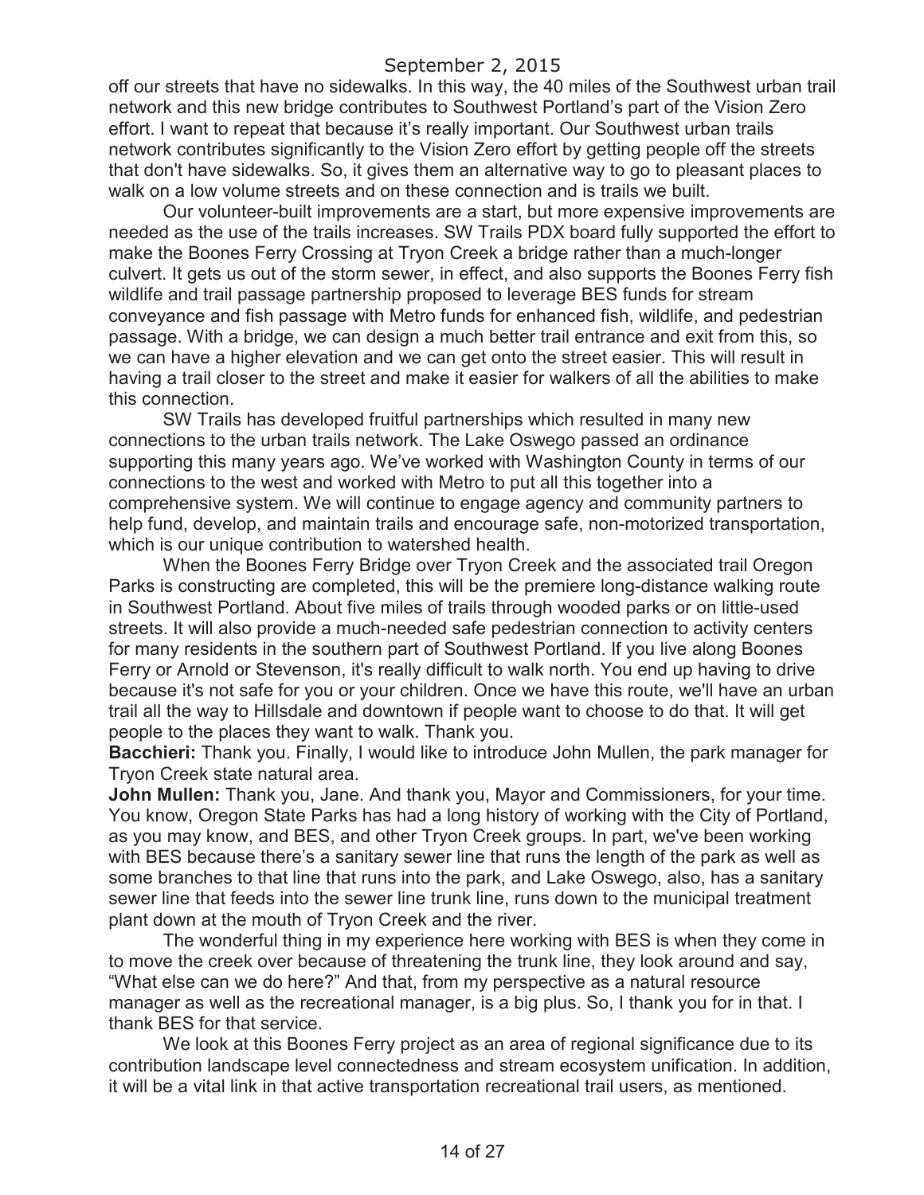off our streets that have no sidewalks. In this way, the 40 miles of the Southwest urban trail network and this new bridge contributes to Southwest Portland's part of the Vision Zero effort. I want to repeat that because it's really important. Our Southwest urban trails network contributes significantly to the Vision Zero effort by getting people off the streets that don't have sidewalks. So, it gives them an alternative way to go to pleasant places to walk on a low volume streets and on these connection and is trails we built.

Our volunteer-built improvements are a start, but more expensive improvements are needed as the use of the trails increases. SW Trails PDX board fully supported the effort to make the Boones Ferry Crossing at Tryon Creek a bridge rather than a much-longer culvert. It gets us out of the storm sewer, in effect, and also supports the Boones Ferry fish wildlife and trail passage partnership proposed to leverage BES funds for stream conveyance and fish passage with Metro funds for enhanced fish, wildlife, and pedestrian passage. With a bridge, we can design a much better trail entrance and exit from this, so we can have a higher elevation and we can get onto the street easier. This will result in having a trail closer to the street and make it easier for walkers of all the abilities to make this connection.

SW Trails has developed fruitful partnerships which resulted in many new connections to the urban trails network. The Lake Oswego passed an ordinance supporting this many years ago. We've worked with Washington County in terms of our connections to the west and worked with Metro to put all this together into a comprehensive system. We will continue to engage agency and community partners to help fund, develop, and maintain trails and encourage safe, non-motorized transportation, which is our unique contribution to watershed health.

When the Boones Ferry Bridge over Tryon Creek and the associated trail Oregon Parks is constructing are completed, this will be the premiere long-distance walking route in Southwest Portland. About five miles of trails through wooded parks or on little-used streets. It will also provide a much-needed safe pedestrian connection to activity centers for many residents in the southern part of Southwest Portland. If you live along Boones Ferry or Arnold or Stevenson, it's really difficult to walk north. You end up having to drive because it's not safe for you or your children. Once we have this route, we'll have an urban trail all the way to Hillsdale and downtown if people want to choose to do that. It will get people to the places they want to walk. Thank you.

**Bacchieri:** Thank you. Finally, I would like to introduce John Mullen, the park manager for Tryon Creek state natural area.

**John Mullen:** Thank you, Jane. And thank you, Mayor and Commissioners, for your time. You know, Oregon State Parks has had a long history of working with the City of Portland, as you may know, and BES, and other Tryon Creek groups. In part, we've been working with BES because there's a sanitary sewer line that runs the length of the park as well as some branches to that line that runs into the park, and Lake Oswego, also, has a sanitary sewer line that feeds into the sewer line trunk line, runs down to the municipal treatment plant down at the mouth of Tryon Creek and the river.

The wonderful thing in my experience here working with BES is when they come in to move the creek over because of threatening the trunk line, they look around and say, "What else can we do here?" And that, from my perspective as a natural resource manager as well as the recreational manager, is a big plus. So, I thank you for in that. I thank BES for that service.

We look at this Boones Ferry project as an area of regional significance due to its contribution landscape level connectedness and stream ecosystem unification. In addition, it will be a vital link in that active transportation recreational trail users, as mentioned.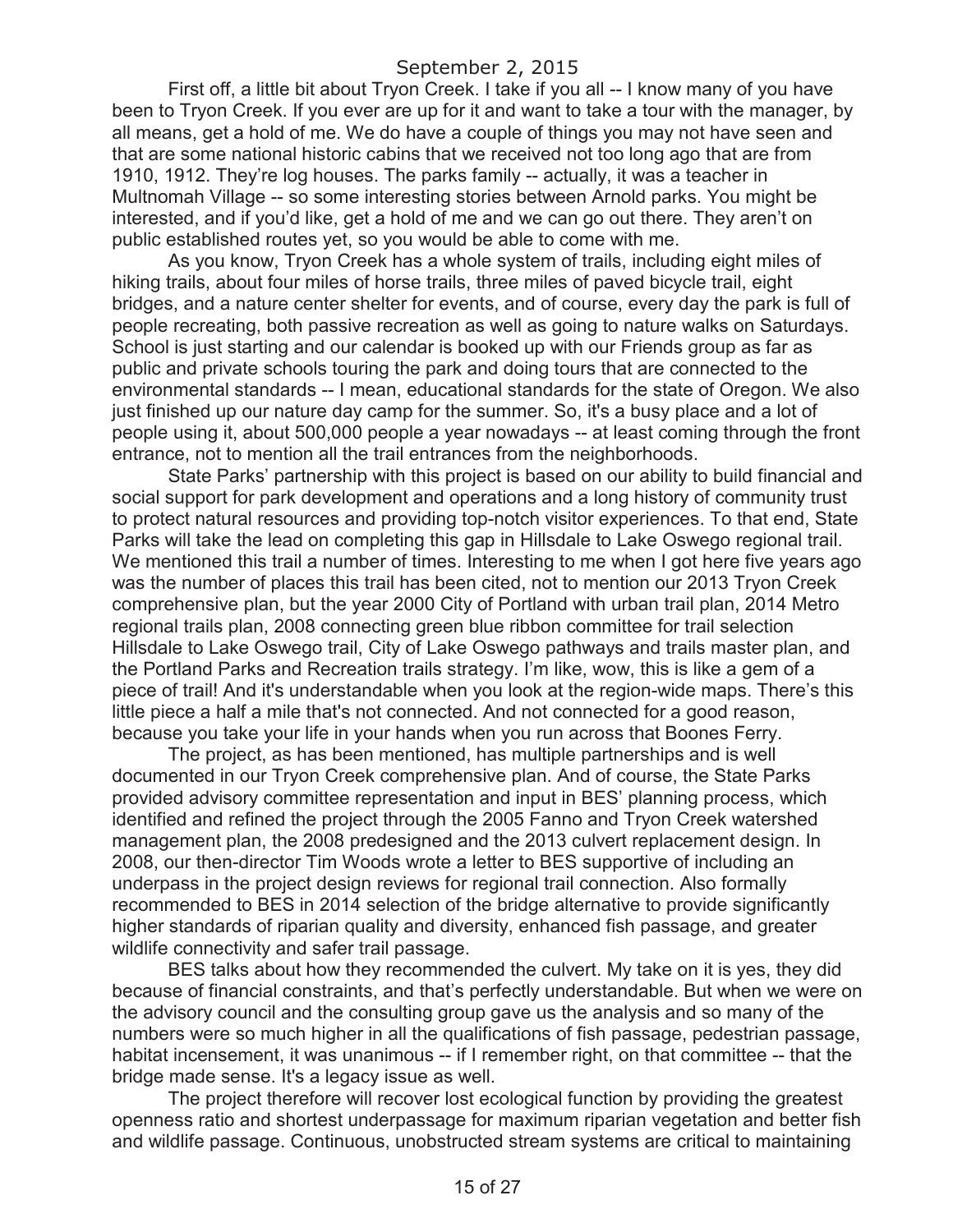First off, a little bit about Tryon Creek. I take if you all -- I know many of you have been to Tryon Creek. If you ever are up for it and want to take a tour with the manager, by all means, get a hold of me. We do have a couple of things you may not have seen and that are some national historic cabins that we received not too long ago that are from 1910, 1912. They're log houses. The parks family -- actually, it was a teacher in Multnomah Village -- so some interesting stories between Arnold parks. You might be interested, and if you'd like, get a hold of me and we can go out there. They aren't on public established routes yet, so you would be able to come with me.

As you know, Tryon Creek has a whole system of trails, including eight miles of hiking trails, about four miles of horse trails, three miles of paved bicycle trail, eight bridges, and a nature center shelter for events, and of course, every day the park is full of people recreating, both passive recreation as well as going to nature walks on Saturdays. School is just starting and our calendar is booked up with our Friends group as far as public and private schools touring the park and doing tours that are connected to the environmental standards -- I mean, educational standards for the state of Oregon. We also just finished up our nature day camp for the summer. So, it's a busy place and a lot of people using it, about 500,000 people a year nowadays -- at least coming through the front entrance, not to mention all the trail entrances from the neighborhoods.

State Parks' partnership with this project is based on our ability to build financial and social support for park development and operations and a long history of community trust to protect natural resources and providing top-notch visitor experiences. To that end, State Parks will take the lead on completing this gap in Hillsdale to Lake Oswego regional trail. We mentioned this trail a number of times. Interesting to me when I got here five years ago was the number of places this trail has been cited, not to mention our 2013 Tryon Creek comprehensive plan, but the year 2000 City of Portland with urban trail plan, 2014 Metro regional trails plan, 2008 connecting green blue ribbon committee for trail selection Hillsdale to Lake Oswego trail, City of Lake Oswego pathways and trails master plan, and the Portland Parks and Recreation trails strategy. I'm like, wow, this is like a gem of a piece of trail! And it's understandable when you look at the region-wide maps. There's this little piece a half a mile that's not connected. And not connected for a good reason, because you take your life in your hands when you run across that Boones Ferry.

The project, as has been mentioned, has multiple partnerships and is well documented in our Tryon Creek comprehensive plan. And of course, the State Parks provided advisory committee representation and input in BES' planning process, which identified and refined the project through the 2005 Fanno and Tryon Creek watershed management plan, the 2008 predesigned and the 2013 culvert replacement design. In 2008, our then-director Tim Woods wrote a letter to BES supportive of including an underpass in the project design reviews for regional trail connection. Also formally recommended to BES in 2014 selection of the bridge alternative to provide significantly higher standards of riparian quality and diversity, enhanced fish passage, and greater wildlife connectivity and safer trail passage.

BES talks about how they recommended the culvert. My take on it is yes, they did because of financial constraints, and that's perfectly understandable. But when we were on the advisory council and the consulting group gave us the analysis and so many of the numbers were so much higher in all the qualifications of fish passage, pedestrian passage, habitat incensement, it was unanimous -- if I remember right, on that committee -- that the bridge made sense. It's a legacy issue as well.

The project therefore will recover lost ecological function by providing the greatest openness ratio and shortest underpassage for maximum riparian vegetation and better fish and wildlife passage. Continuous, unobstructed stream systems are critical to maintaining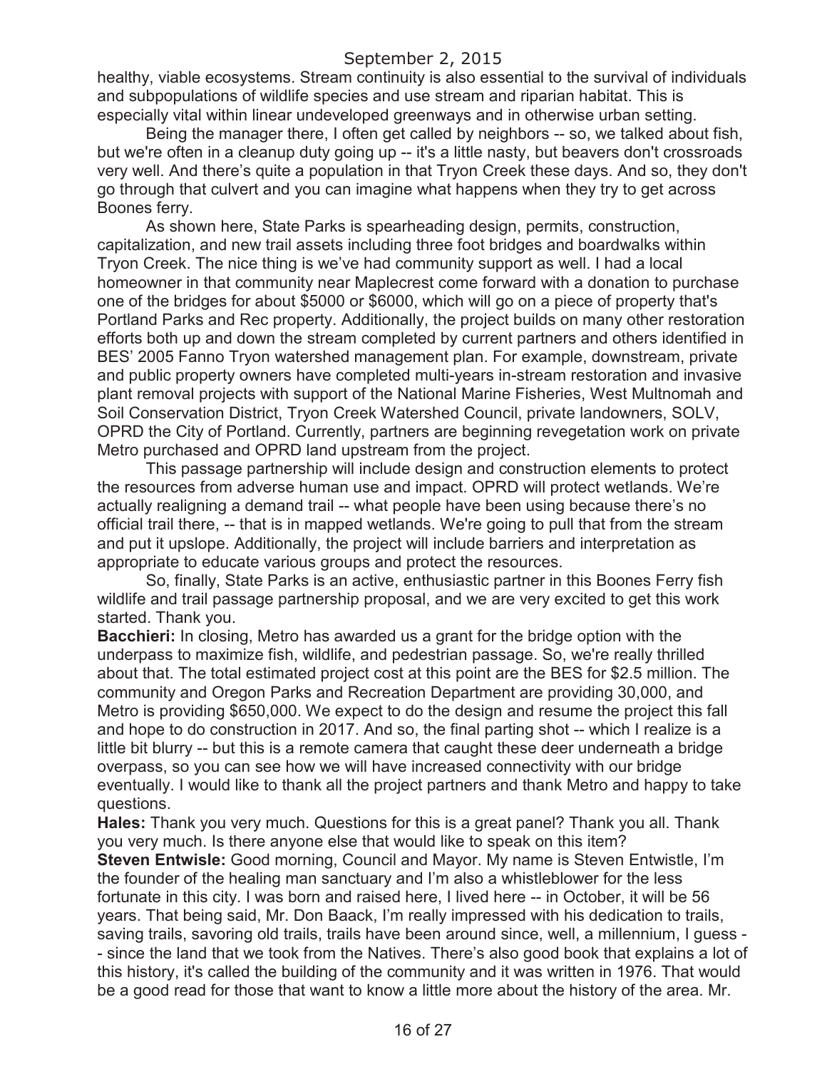healthy, viable ecosystems. Stream continuity is also essential to the survival of individuals and subpopulations of wildlife species and use stream and riparian habitat. This is especially vital within linear undeveloped greenways and in otherwise urban setting.

Being the manager there, I often get called by neighbors -- so, we talked about fish, but we're often in a cleanup duty going up -- it's a little nasty, but beavers don't crossroads very well. And there's quite a population in that Tryon Creek these days. And so, they don't go through that culvert and you can imagine what happens when they try to get across Boones ferry.

As shown here, State Parks is spearheading design, permits, construction, capitalization, and new trail assets including three foot bridges and boardwalks within Tryon Creek. The nice thing is we've had community support as well. I had a local homeowner in that community near Maplecrest come forward with a donation to purchase one of the bridges for about $5000 or $6000, which will go on a piece of property that's Portland Parks and Rec property. Additionally, the project builds on many other restoration efforts both up and down the stream completed by current partners and others identified in BES' 2005 Fanno Tryon watershed management plan. For example, downstream, private and public property owners have completed multi-years in-stream restoration and invasive plant removal projects with support of the National Marine Fisheries, West Multnomah and Soil Conservation District, Tryon Creek Watershed Council, private landowners, SOLV, OPRD the City of Portland. Currently, partners are beginning revegetation work on private Metro purchased and OPRD land upstream from the project.

This passage partnership will include design and construction elements to protect the resources from adverse human use and impact. OPRD will protect wetlands. We're actually realigning a demand trail -- what people have been using because there's no official trail there, -- that is in mapped wetlands. We're going to pull that from the stream and put it upslope. Additionally, the project will include barriers and interpretation as appropriate to educate various groups and protect the resources.

So, finally, State Parks is an active, enthusiastic partner in this Boones Ferry fish wildlife and trail passage partnership proposal, and we are very excited to get this work started. Thank you.

**Bacchieri:** In closing, Metro has awarded us a grant for the bridge option with the underpass to maximize fish, wildlife, and pedestrian passage. So, we're really thrilled about that. The total estimated project cost at this point are the BES for $2.5 million. The community and Oregon Parks and Recreation Department are providing 30,000, and Metro is providing $650,000. We expect to do the design and resume the project this fall and hope to do construction in 2017. And so, the final parting shot -- which I realize is a little bit blurry -- but this is a remote camera that caught these deer underneath a bridge overpass, so you can see how we will have increased connectivity with our bridge eventually. I would like to thank all the project partners and thank Metro and happy to take questions.

**Hales:** Thank you very much. Questions for this is a great panel? Thank you all. Thank you very much. Is there anyone else that would like to speak on this item?

**Steven Entwisle:** Good morning, Council and Mayor. My name is Steven Entwistle, I'm the founder of the healing man sanctuary and I'm also a whistleblower for the less fortunate in this city. I was born and raised here, I lived here -- in October, it will be 56 years. That being said, Mr. Don Baack, I'm really impressed with his dedication to trails, saving trails, savoring old trails, trails have been around since, well, a millennium, I guess -- since the land that we took from the Natives. There's also good book that explains a lot of this history, it's called the building of the community and it was written in 1976. That would be a good read for those that want to know a little more about the history of the area. Mr.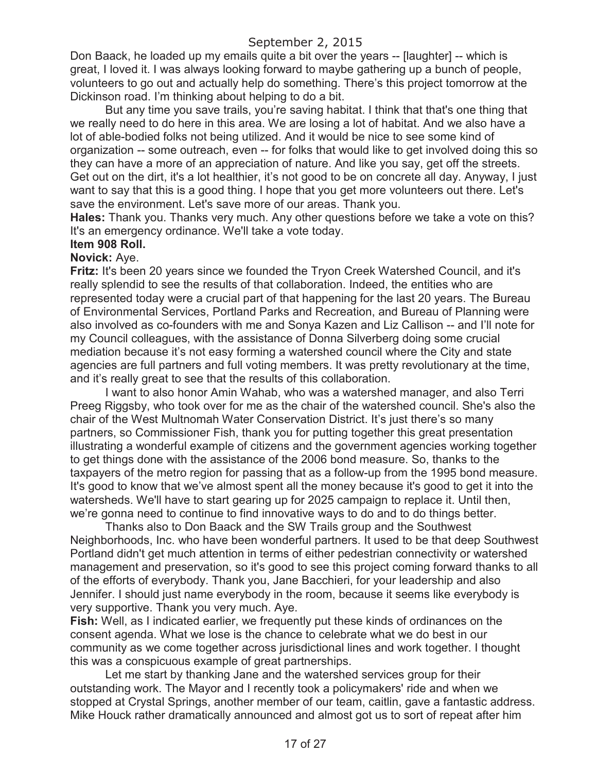Don Baack, he loaded up my emails quite a bit over the years -- [laughter] -- which is great, I loved it. I was always looking forward to maybe gathering up a bunch of people, volunteers to go out and actually help do something. There's this project tomorrow at the Dickinson road. I'm thinking about helping to do a bit.

But any time you save trails, you're saving habitat. I think that that's one thing that we really need to do here in this area. We are losing a lot of habitat. And we also have a lot of able-bodied folks not being utilized. And it would be nice to see some kind of organization -- some outreach, even -- for folks that would like to get involved doing this so they can have a more of an appreciation of nature. And like you say, get off the streets. Get out on the dirt, it's a lot healthier, it's not good to be on concrete all day. Anyway, I just want to say that this is a good thing. I hope that you get more volunteers out there. Let's save the environment. Let's save more of our areas. Thank you.

**Hales:** Thank you. Thanks very much. Any other questions before we take a vote on this? It's an emergency ordinance. We'll take a vote today.

**Item 908 Roll.**

**Novick:** Aye.

**Fritz:** It's been 20 years since we founded the Tryon Creek Watershed Council, and it's really splendid to see the results of that collaboration. Indeed, the entities who are represented today were a crucial part of that happening for the last 20 years. The Bureau of Environmental Services, Portland Parks and Recreation, and Bureau of Planning were also involved as co-founders with me and Sonya Kazen and Liz Callison -- and I'll note for my Council colleagues, with the assistance of Donna Silverberg doing some crucial mediation because it's not easy forming a watershed council where the City and state agencies are full partners and full voting members. It was pretty revolutionary at the time, and it's really great to see that the results of this collaboration.

I want to also honor Amin Wahab, who was a watershed manager, and also Terri Preeg Riggsby, who took over for me as the chair of the watershed council. She's also the chair of the West Multnomah Water Conservation District. It's just there's so many partners, so Commissioner Fish, thank you for putting together this great presentation illustrating a wonderful example of citizens and the government agencies working together to get things done with the assistance of the 2006 bond measure. So, thanks to the taxpayers of the metro region for passing that as a follow-up from the 1995 bond measure. It's good to know that we've almost spent all the money because it's good to get it into the watersheds. We'll have to start gearing up for 2025 campaign to replace it. Until then, we're gonna need to continue to find innovative ways to do and to do things better.

Thanks also to Don Baack and the SW Trails group and the Southwest Neighborhoods, Inc. who have been wonderful partners. It used to be that deep Southwest Portland didn't get much attention in terms of either pedestrian connectivity or watershed management and preservation, so it's good to see this project coming forward thanks to all of the efforts of everybody. Thank you, Jane Bacchieri, for your leadership and also Jennifer. I should just name everybody in the room, because it seems like everybody is very supportive. Thank you very much. Aye.

**Fish:** Well, as I indicated earlier, we frequently put these kinds of ordinances on the consent agenda. What we lose is the chance to celebrate what we do best in our community as we come together across jurisdictional lines and work together. I thought this was a conspicuous example of great partnerships.

Let me start by thanking Jane and the watershed services group for their outstanding work. The Mayor and I recently took a policymakers' ride and when we stopped at Crystal Springs, another member of our team, caitlin, gave a fantastic address. Mike Houck rather dramatically announced and almost got us to sort of repeat after him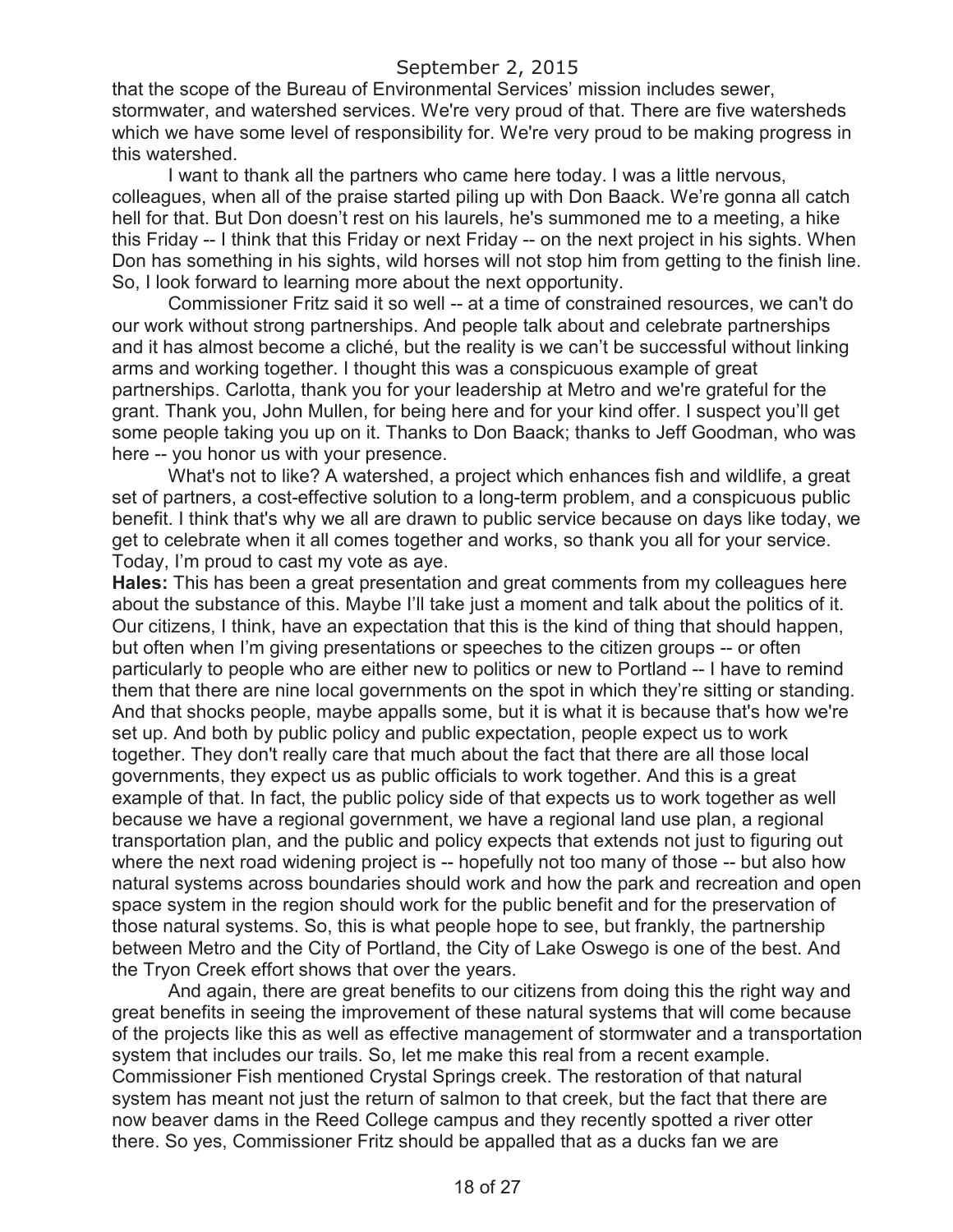that the scope of the Bureau of Environmental Services' mission includes sewer, stormwater, and watershed services. We're very proud of that. There are five watersheds which we have some level of responsibility for. We're very proud to be making progress in this watershed.

I want to thank all the partners who came here today. I was a little nervous, colleagues, when all of the praise started piling up with Don Baack. We're gonna all catch hell for that. But Don doesn't rest on his laurels, he's summoned me to a meeting, a hike this Friday -- I think that this Friday or next Friday -- on the next project in his sights. When Don has something in his sights, wild horses will not stop him from getting to the finish line. So, I look forward to learning more about the next opportunity.

Commissioner Fritz said it so well -- at a time of constrained resources, we can't do our work without strong partnerships. And people talk about and celebrate partnerships and it has almost become a cliché, but the reality is we can't be successful without linking arms and working together. I thought this was a conspicuous example of great partnerships. Carlotta, thank you for your leadership at Metro and we're grateful for the grant. Thank you, John Mullen, for being here and for your kind offer. I suspect you'll get some people taking you up on it. Thanks to Don Baack; thanks to Jeff Goodman, who was here -- you honor us with your presence.

What's not to like? A watershed, a project which enhances fish and wildlife, a great set of partners, a cost-effective solution to a long-term problem, and a conspicuous public benefit. I think that's why we all are drawn to public service because on days like today, we get to celebrate when it all comes together and works, so thank you all for your service. Today, I'm proud to cast my vote as aye.

**Hales:** This has been a great presentation and great comments from my colleagues here about the substance of this. Maybe I'll take just a moment and talk about the politics of it. Our citizens, I think, have an expectation that this is the kind of thing that should happen, but often when I'm giving presentations or speeches to the citizen groups -- or often particularly to people who are either new to politics or new to Portland -- I have to remind them that there are nine local governments on the spot in which they're sitting or standing. And that shocks people, maybe appalls some, but it is what it is because that's how we're set up. And both by public policy and public expectation, people expect us to work together. They don't really care that much about the fact that there are all those local governments, they expect us as public officials to work together. And this is a great example of that. In fact, the public policy side of that expects us to work together as well because we have a regional government, we have a regional land use plan, a regional transportation plan, and the public and policy expects that extends not just to figuring out where the next road widening project is -- hopefully not too many of those -- but also how natural systems across boundaries should work and how the park and recreation and open space system in the region should work for the public benefit and for the preservation of those natural systems. So, this is what people hope to see, but frankly, the partnership between Metro and the City of Portland, the City of Lake Oswego is one of the best. And the Tryon Creek effort shows that over the years.

And again, there are great benefits to our citizens from doing this the right way and great benefits in seeing the improvement of these natural systems that will come because of the projects like this as well as effective management of stormwater and a transportation system that includes our trails. So, let me make this real from a recent example. Commissioner Fish mentioned Crystal Springs creek. The restoration of that natural system has meant not just the return of salmon to that creek, but the fact that there are now beaver dams in the Reed College campus and they recently spotted a river otter there. So yes, Commissioner Fritz should be appalled that as a ducks fan we are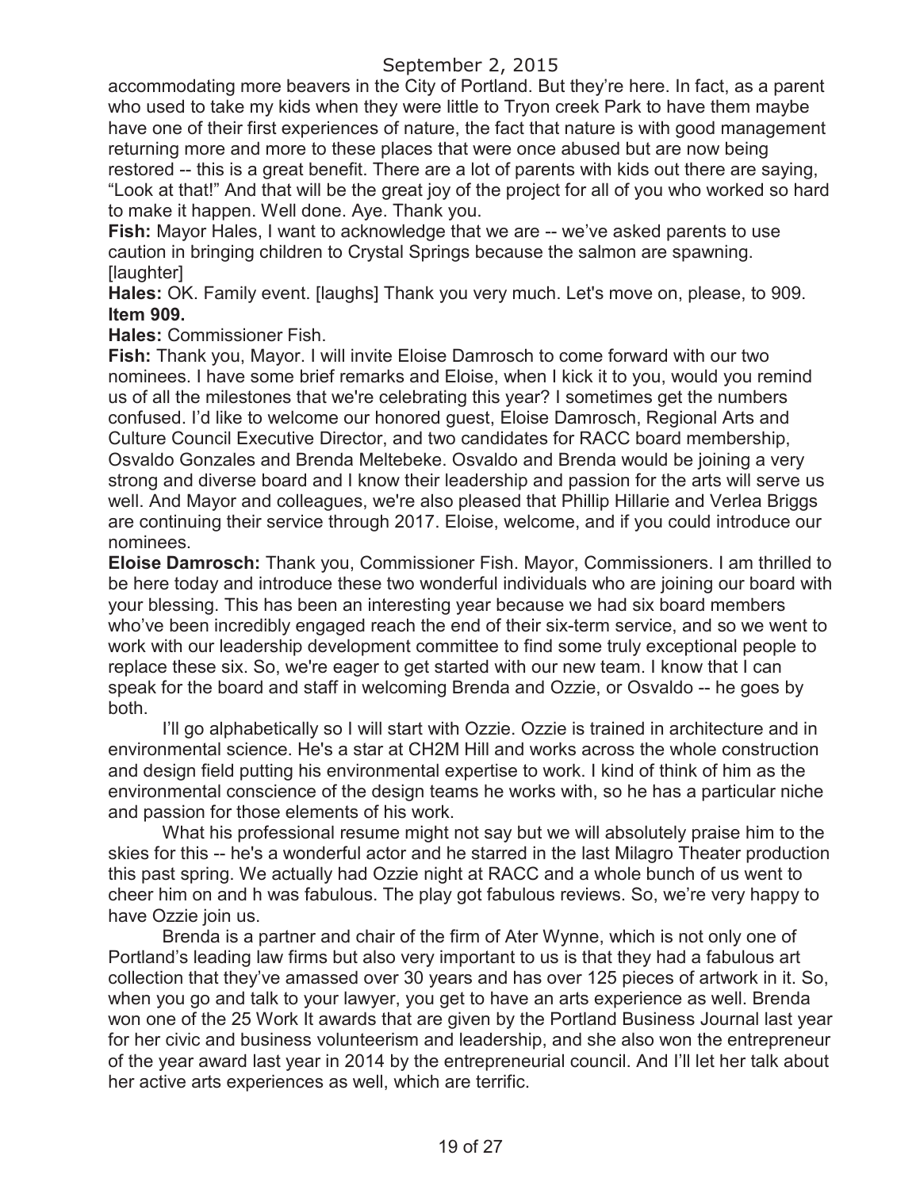accommodating more beavers in the City of Portland. But they're here. In fact, as a parent who used to take my kids when they were little to Tryon creek Park to have them maybe have one of their first experiences of nature, the fact that nature is with good management returning more and more to these places that were once abused but are now being restored -- this is a great benefit. There are a lot of parents with kids out there are saying, "Look at that!" And that will be the great joy of the project for all of you who worked so hard to make it happen. Well done. Aye. Thank you.

**Fish:** Mayor Hales, I want to acknowledge that we are -- we've asked parents to use caution in bringing children to Crystal Springs because the salmon are spawning. [laughter]

**Hales:** OK. Family event. [laughs] Thank you very much. Let's move on, please, to 909.

**Item 909.**

**Hales:** Commissioner Fish.

**Fish:** Thank you, Mayor. I will invite Eloise Damrosch to come forward with our two nominees. I have some brief remarks and Eloise, when I kick it to you, would you remind us of all the milestones that we're celebrating this year? I sometimes get the numbers confused. I'd like to welcome our honored guest, Eloise Damrosch, Regional Arts and Culture Council Executive Director, and two candidates for RACC board membership, Osvaldo Gonzales and Brenda Meltebeke. Osvaldo and Brenda would be joining a very strong and diverse board and I know their leadership and passion for the arts will serve us well. And Mayor and colleagues, we're also pleased that Phillip Hillarie and Verlea Briggs are continuing their service through 2017. Eloise, welcome, and if you could introduce our nominees.

**Eloise Damrosch:** Thank you, Commissioner Fish. Mayor, Commissioners. I am thrilled to be here today and introduce these two wonderful individuals who are joining our board with your blessing. This has been an interesting year because we had six board members who've been incredibly engaged reach the end of their six-term service, and so we went to work with our leadership development committee to find some truly exceptional people to replace these six. So, we're eager to get started with our new team. I know that I can speak for the board and staff in welcoming Brenda and Ozzie, or Osvaldo -- he goes by both.

I'll go alphabetically so I will start with Ozzie. Ozzie is trained in architecture and in environmental science. He's a star at CH2M Hill and works across the whole construction and design field putting his environmental expertise to work. I kind of think of him as the environmental conscience of the design teams he works with, so he has a particular niche and passion for those elements of his work.

What his professional resume might not say but we will absolutely praise him to the skies for this -- he's a wonderful actor and he starred in the last Milagro Theater production this past spring. We actually had Ozzie night at RACC and a whole bunch of us went to cheer him on and h was fabulous. The play got fabulous reviews. So, we're very happy to have Ozzie join us.

Brenda is a partner and chair of the firm of Ater Wynne, which is not only one of Portland's leading law firms but also very important to us is that they had a fabulous art collection that they've amassed over 30 years and has over 125 pieces of artwork in it. So, when you go and talk to your lawyer, you get to have an arts experience as well. Brenda won one of the 25 Work It awards that are given by the Portland Business Journal last year for her civic and business volunteerism and leadership, and she also won the entrepreneur of the year award last year in 2014 by the entrepreneurial council. And I'll let her talk about her active arts experiences as well, which are terrific.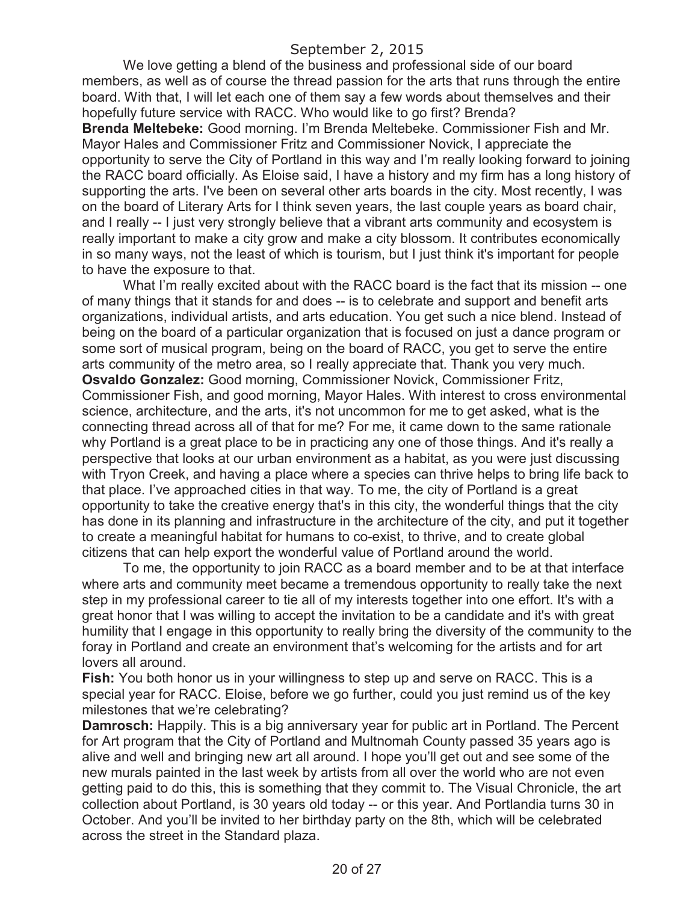We love getting a blend of the business and professional side of our board members, as well as of course the thread passion for the arts that runs through the entire board. With that, I will let each one of them say a few words about themselves and their hopefully future service with RACC. Who would like to go first? Brenda?

**Brenda Meltebeke:** Good morning. I'm Brenda Meltebeke. Commissioner Fish and Mr. Mayor Hales and Commissioner Fritz and Commissioner Novick, I appreciate the opportunity to serve the City of Portland in this way and I'm really looking forward to joining the RACC board officially. As Eloise said, I have a history and my firm has a long history of supporting the arts. I've been on several other arts boards in the city. Most recently, I was on the board of Literary Arts for I think seven years, the last couple years as board chair, and I really -- I just very strongly believe that a vibrant arts community and ecosystem is really important to make a city grow and make a city blossom. It contributes economically in so many ways, not the least of which is tourism, but I just think it's important for people to have the exposure to that.

What I'm really excited about with the RACC board is the fact that its mission -- one of many things that it stands for and does -- is to celebrate and support and benefit arts organizations, individual artists, and arts education. You get such a nice blend. Instead of being on the board of a particular organization that is focused on just a dance program or some sort of musical program, being on the board of RACC, you get to serve the entire arts community of the metro area, so I really appreciate that. Thank you very much.

**Osvaldo Gonzalez:** Good morning, Commissioner Novick, Commissioner Fritz, Commissioner Fish, and good morning, Mayor Hales. With interest to cross environmental science, architecture, and the arts, it's not uncommon for me to get asked, what is the connecting thread across all of that for me? For me, it came down to the same rationale why Portland is a great place to be in practicing any one of those things. And it's really a perspective that looks at our urban environment as a habitat, as you were just discussing with Tryon Creek, and having a place where a species can thrive helps to bring life back to that place. I've approached cities in that way. To me, the city of Portland is a great opportunity to take the creative energy that's in this city, the wonderful things that the city has done in its planning and infrastructure in the architecture of the city, and put it together to create a meaningful habitat for humans to co-exist, to thrive, and to create global citizens that can help export the wonderful value of Portland around the world.

To me, the opportunity to join RACC as a board member and to be at that interface where arts and community meet became a tremendous opportunity to really take the next step in my professional career to tie all of my interests together into one effort. It's with a great honor that I was willing to accept the invitation to be a candidate and it's with great humility that I engage in this opportunity to really bring the diversity of the community to the foray in Portland and create an environment that's welcoming for the artists and for art lovers all around.

**Fish:** You both honor us in your willingness to step up and serve on RACC. This is a special year for RACC. Eloise, before we go further, could you just remind us of the key milestones that we're celebrating?

**Damrosch:** Happily. This is a big anniversary year for public art in Portland. The Percent for Art program that the City of Portland and Multnomah County passed 35 years ago is alive and well and bringing new art all around. I hope you'll get out and see some of the new murals painted in the last week by artists from all over the world who are not even getting paid to do this, this is something that they commit to. The Visual Chronicle, the art collection about Portland, is 30 years old today -- or this year. And Portlandia turns 30 in October. And you'll be invited to her birthday party on the 8th, which will be celebrated across the street in the Standard plaza.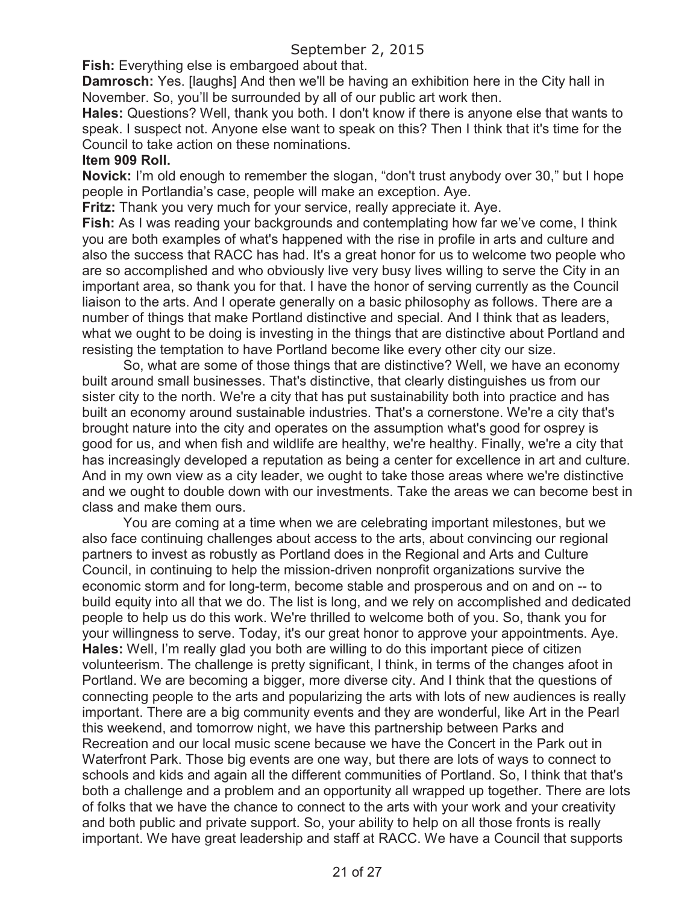**Fish:** Everything else is embargoed about that.

**Damrosch:** Yes. [laughs] And then we'll be having an exhibition here in the City hall in November. So, you'll be surrounded by all of our public art work then.

**Hales:** Questions? Well, thank you both. I don't know if there is anyone else that wants to speak. I suspect not. Anyone else want to speak on this? Then I think that it's time for the Council to take action on these nominations.

**Item 909 Roll.**

**Novick:** I'm old enough to remember the slogan, "don't trust anybody over 30," but I hope people in Portlandia's case, people will make an exception. Aye.

**Fritz:** Thank you very much for your service, really appreciate it. Aye.

**Fish:** As I was reading your backgrounds and contemplating how far we've come, I think you are both examples of what's happened with the rise in profile in arts and culture and also the success that RACC has had. It's a great honor for us to welcome two people who are so accomplished and who obviously live very busy lives willing to serve the City in an important area, so thank you for that. I have the honor of serving currently as the Council liaison to the arts. And I operate generally on a basic philosophy as follows. There are a number of things that make Portland distinctive and special. And I think that as leaders, what we ought to be doing is investing in the things that are distinctive about Portland and resisting the temptation to have Portland become like every other city our size.

So, what are some of those things that are distinctive? Well, we have an economy built around small businesses. That's distinctive, that clearly distinguishes us from our sister city to the north. We're a city that has put sustainability both into practice and has built an economy around sustainable industries. That's a cornerstone. We're a city that's brought nature into the city and operates on the assumption what's good for osprey is good for us, and when fish and wildlife are healthy, we're healthy. Finally, we're a city that has increasingly developed a reputation as being a center for excellence in art and culture. And in my own view as a city leader, we ought to take those areas where we're distinctive and we ought to double down with our investments. Take the areas we can become best in class and make them ours.

You are coming at a time when we are celebrating important milestones, but we also face continuing challenges about access to the arts, about convincing our regional partners to invest as robustly as Portland does in the Regional and Arts and Culture Council, in continuing to help the mission-driven nonprofit organizations survive the economic storm and for long-term, become stable and prosperous and on and on -- to build equity into all that we do. The list is long, and we rely on accomplished and dedicated people to help us do this work. We're thrilled to welcome both of you. So, thank you for your willingness to serve. Today, it's our great honor to approve your appointments. Aye.

**Hales:** Well, I'm really glad you both are willing to do this important piece of citizen volunteerism. The challenge is pretty significant, I think, in terms of the changes afoot in Portland. We are becoming a bigger, more diverse city. And I think that the questions of connecting people to the arts and popularizing the arts with lots of new audiences is really important. There are a big community events and they are wonderful, like Art in the Pearl this weekend, and tomorrow night, we have this partnership between Parks and Recreation and our local music scene because we have the Concert in the Park out in Waterfront Park. Those big events are one way, but there are lots of ways to connect to schools and kids and again all the different communities of Portland. So, I think that that's both a challenge and a problem and an opportunity all wrapped up together. There are lots of folks that we have the chance to connect to the arts with your work and your creativity and both public and private support. So, your ability to help on all those fronts is really important. We have great leadership and staff at RACC. We have a Council that supports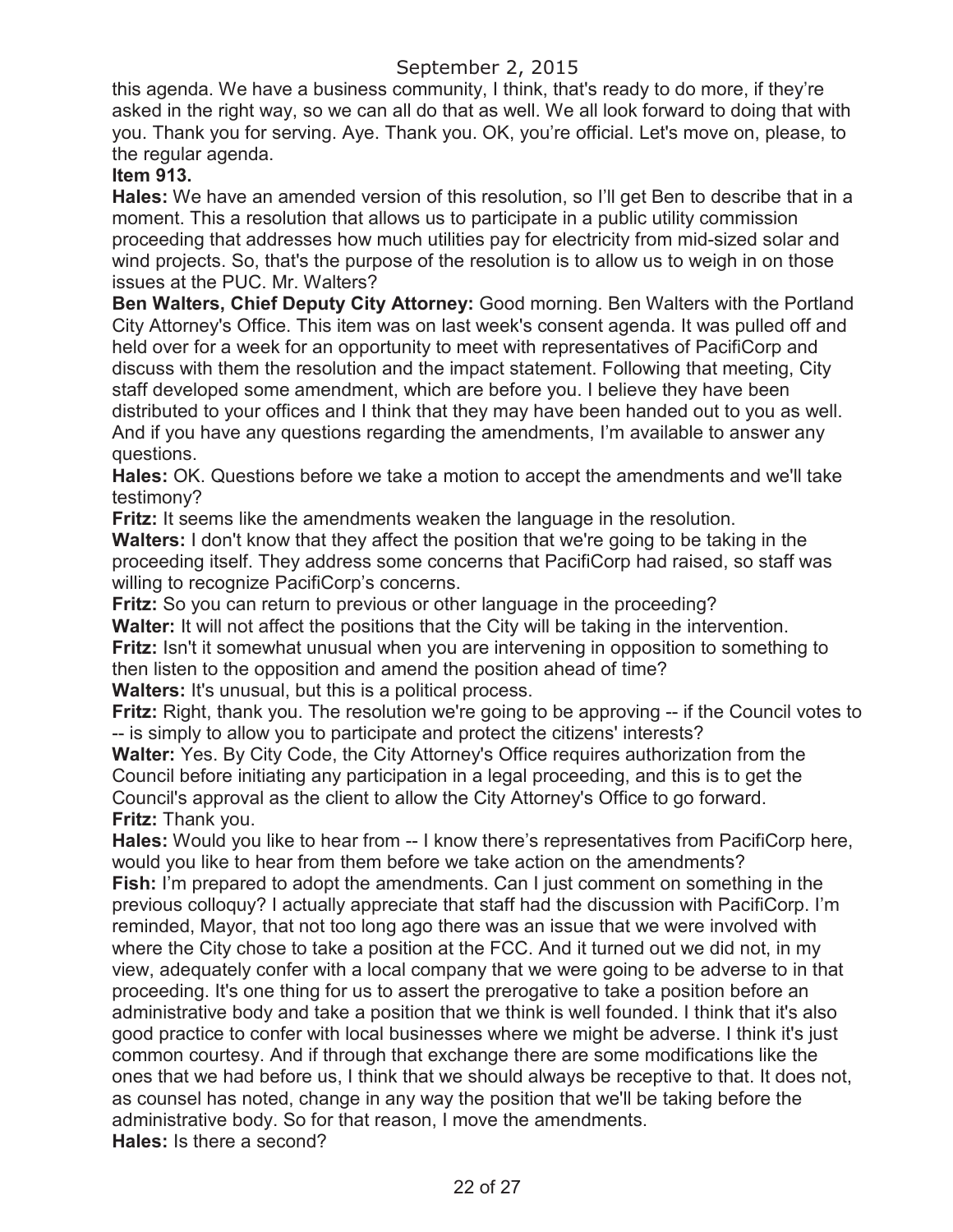this agenda. We have a business community, I think, that's ready to do more, if they're asked in the right way, so we can all do that as well. We all look forward to doing that with you. Thank you for serving. Aye. Thank you. OK, you're official. Let's move on, please, to the regular agenda.

**Item 913.**

**Hales:** We have an amended version of this resolution, so I'll get Ben to describe that in a moment. This a resolution that allows us to participate in a public utility commission proceeding that addresses how much utilities pay for electricity from mid-sized solar and wind projects. So, that's the purpose of the resolution is to allow us to weigh in on those issues at the PUC. Mr. Walters?

**Ben Walters, Chief Deputy City Attorney:** Good morning. Ben Walters with the Portland City Attorney's Office. This item was on last week's consent agenda. It was pulled off and held over for a week for an opportunity to meet with representatives of PacifiCorp and discuss with them the resolution and the impact statement. Following that meeting, City staff developed some amendment, which are before you. I believe they have been distributed to your offices and I think that they may have been handed out to you as well. And if you have any questions regarding the amendments, I'm available to answer any questions.

**Hales:** OK. Questions before we take a motion to accept the amendments and we'll take testimony?

**Fritz:** It seems like the amendments weaken the language in the resolution.

**Walters:** I don't know that they affect the position that we're going to be taking in the proceeding itself. They address some concerns that PacifiCorp had raised, so staff was willing to recognize PacifiCorp's concerns.

**Fritz:** So you can return to previous or other language in the proceeding?

**Walter:** It will not affect the positions that the City will be taking in the intervention.

**Fritz:** Isn't it somewhat unusual when you are intervening in opposition to something to then listen to the opposition and amend the position ahead of time?

**Walters:** It's unusual, but this is a political process.

**Fritz:** Right, thank you. The resolution we're going to be approving -- if the Council votes to -- is simply to allow you to participate and protect the citizens' interests?

**Walter:** Yes. By City Code, the City Attorney's Office requires authorization from the Council before initiating any participation in a legal proceeding, and this is to get the Council's approval as the client to allow the City Attorney's Office to go forward.

**Fritz:** Thank you.

**Hales:** Would you like to hear from -- I know there's representatives from PacifiCorp here, would you like to hear from them before we take action on the amendments?

**Fish:** I'm prepared to adopt the amendments. Can I just comment on something in the previous colloquy? I actually appreciate that staff had the discussion with PacifiCorp. I'm reminded, Mayor, that not too long ago there was an issue that we were involved with where the City chose to take a position at the FCC. And it turned out we did not, in my view, adequately confer with a local company that we were going to be adverse to in that proceeding. It's one thing for us to assert the prerogative to take a position before an administrative body and take a position that we think is well founded. I think that it's also good practice to confer with local businesses where we might be adverse. I think it's just common courtesy. And if through that exchange there are some modifications like the ones that we had before us, I think that we should always be receptive to that. It does not, as counsel has noted, change in any way the position that we'll be taking before the administrative body. So for that reason, I move the amendments.

**Hales:** Is there a second?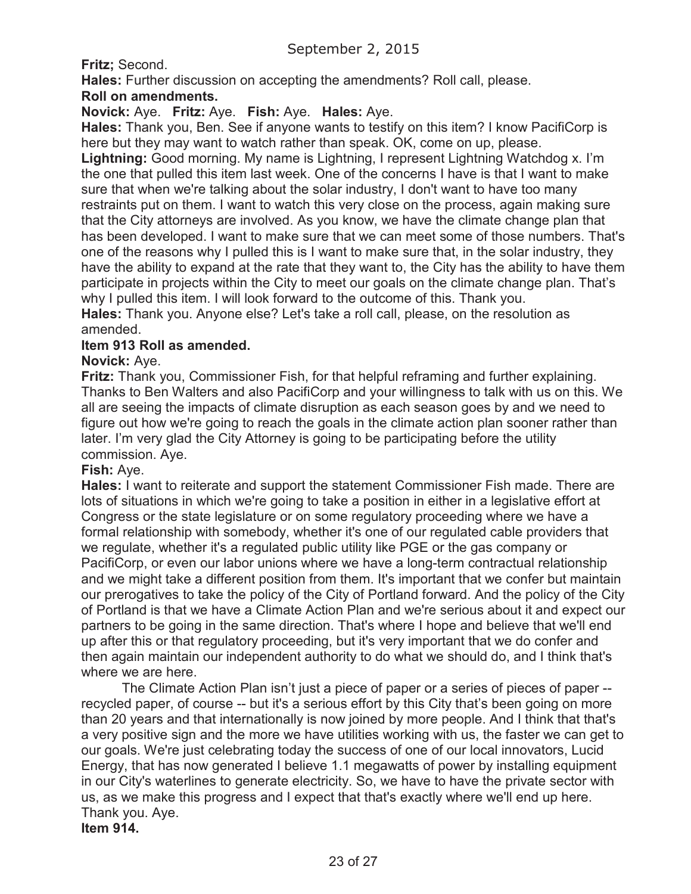**Fritz;** Second.

**Hales:** Further discussion on accepting the amendments? Roll call, please.

**Roll on amendments.**

**Novick:** Aye. **Fritz:** Aye. **Fish:** Aye. **Hales:** Aye.

**Hales:** Thank you, Ben. See if anyone wants to testify on this item? I know PacifiCorp is here but they may want to watch rather than speak. OK, come on up, please.

**Lightning:** Good morning. My name is Lightning, I represent Lightning Watchdog x. I'm the one that pulled this item last week. One of the concerns I have is that I want to make sure that when we're talking about the solar industry, I don't want to have too many restraints put on them. I want to watch this very close on the process, again making sure that the City attorneys are involved. As you know, we have the climate change plan that has been developed. I want to make sure that we can meet some of those numbers. That's one of the reasons why I pulled this is I want to make sure that, in the solar industry, they have the ability to expand at the rate that they want to, the City has the ability to have them participate in projects within the City to meet our goals on the climate change plan. That's why I pulled this item. I will look forward to the outcome of this. Thank you.

**Hales:** Thank you. Anyone else? Let's take a roll call, please, on the resolution as amended.

**Item 913 Roll as amended.**

**Novick:** Aye.

**Fritz:** Thank you, Commissioner Fish, for that helpful reframing and further explaining. Thanks to Ben Walters and also PacifiCorp and your willingness to talk with us on this. We all are seeing the impacts of climate disruption as each season goes by and we need to figure out how we're going to reach the goals in the climate action plan sooner rather than later. I'm very glad the City Attorney is going to be participating before the utility commission. Aye.

**Fish:** Aye.

**Hales:** I want to reiterate and support the statement Commissioner Fish made. There are lots of situations in which we're going to take a position in either in a legislative effort at Congress or the state legislature or on some regulatory proceeding where we have a formal relationship with somebody, whether it's one of our regulated cable providers that we regulate, whether it's a regulated public utility like PGE or the gas company or PacifiCorp, or even our labor unions where we have a long-term contractual relationship and we might take a different position from them. It's important that we confer but maintain our prerogatives to take the policy of the City of Portland forward. And the policy of the City of Portland is that we have a Climate Action Plan and we're serious about it and expect our partners to be going in the same direction. That's where I hope and believe that we'll end up after this or that regulatory proceeding, but it's very important that we do confer and then again maintain our independent authority to do what we should do, and I think that's where we are here.

The Climate Action Plan isn't just a piece of paper or a series of pieces of paper -- recycled paper, of course -- but it's a serious effort by this City that's been going on more than 20 years and that internationally is now joined by more people. And I think that that's a very positive sign and the more we have utilities working with us, the faster we can get to our goals. We're just celebrating today the success of one of our local innovators, Lucid Energy, that has now generated I believe 1.1 megawatts of power by installing equipment in our City's waterlines to generate electricity. So, we have to have the private sector with us, as we make this progress and I expect that that's exactly where we'll end up here. Thank you. Aye.

**Item 914.**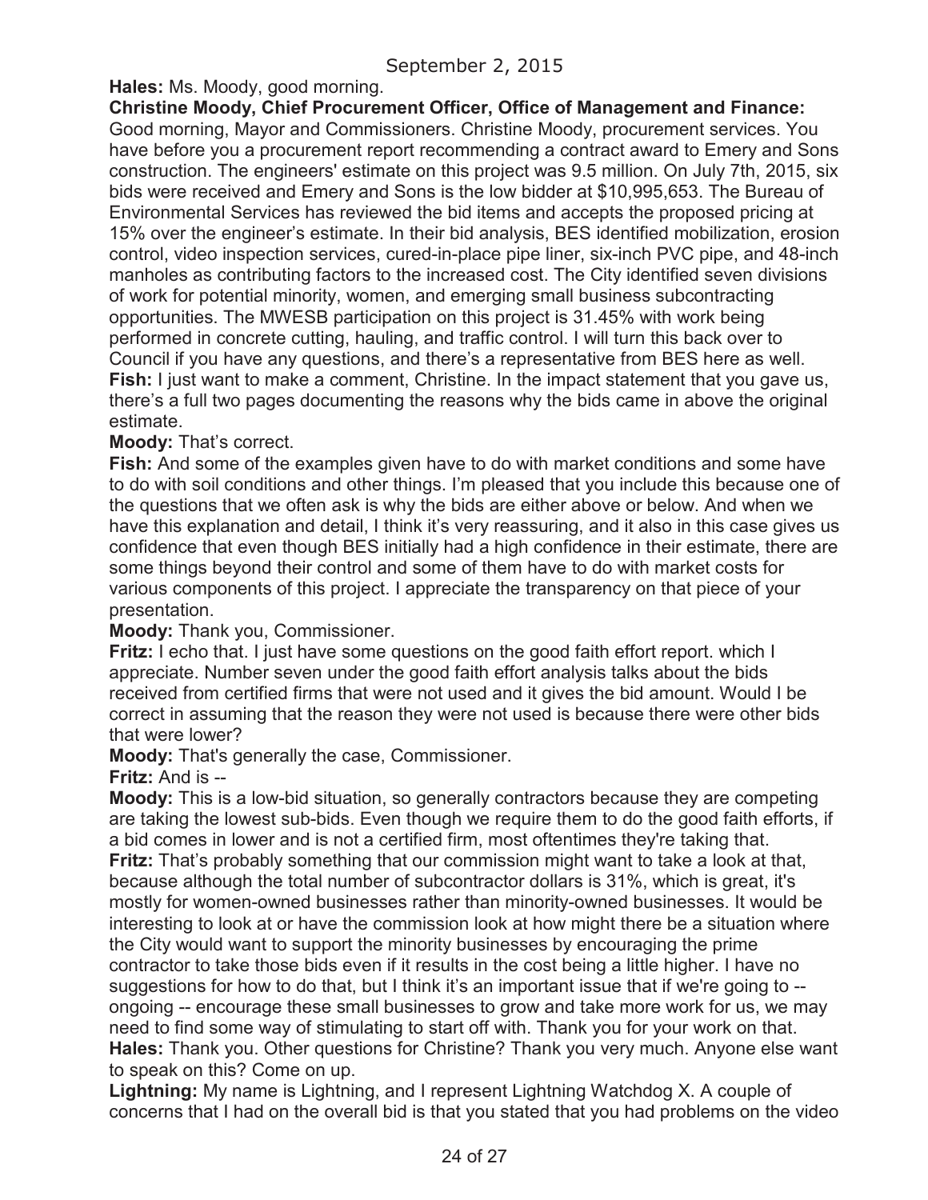**Hales:** Ms. Moody, good morning.

**Christine Moody, Chief Procurement Officer, Office of Management and Finance:** Good morning, Mayor and Commissioners. Christine Moody, procurement services. You have before you a procurement report recommending a contract award to Emery and Sons construction. The engineers' estimate on this project was 9.5 million. On July 7th, 2015, six bids were received and Emery and Sons is the low bidder at $10,995,653. The Bureau of Environmental Services has reviewed the bid items and accepts the proposed pricing at 15% over the engineer's estimate. In their bid analysis, BES identified mobilization, erosion control, video inspection services, cured-in-place pipe liner, six-inch PVC pipe, and 48-inch manholes as contributing factors to the increased cost. The City identified seven divisions of work for potential minority, women, and emerging small business subcontracting opportunities. The MWESB participation on this project is 31.45% with work being performed in concrete cutting, hauling, and traffic control. I will turn this back over to Council if you have any questions, and there's a representative from BES here as well.

**Fish:** I just want to make a comment, Christine. In the impact statement that you gave us, there's a full two pages documenting the reasons why the bids came in above the original estimate.

**Moody:** That's correct.

**Fish:** And some of the examples given have to do with market conditions and some have to do with soil conditions and other things. I'm pleased that you include this because one of the questions that we often ask is why the bids are either above or below. And when we have this explanation and detail, I think it's very reassuring, and it also in this case gives us confidence that even though BES initially had a high confidence in their estimate, there are some things beyond their control and some of them have to do with market costs for various components of this project. I appreciate the transparency on that piece of your presentation.

**Moody:** Thank you, Commissioner.

**Fritz:** I echo that. I just have some questions on the good faith effort report. which I appreciate. Number seven under the good faith effort analysis talks about the bids received from certified firms that were not used and it gives the bid amount. Would I be correct in assuming that the reason they were not used is because there were other bids that were lower?

**Moody:** That's generally the case, Commissioner.

**Fritz:** And is --

**Moody:** This is a low-bid situation, so generally contractors because they are competing are taking the lowest sub-bids. Even though we require them to do the good faith efforts, if a bid comes in lower and is not a certified firm, most oftentimes they're taking that.

**Fritz:** That's probably something that our commission might want to take a look at that, because although the total number of subcontractor dollars is 31%, which is great, it's mostly for women-owned businesses rather than minority-owned businesses. It would be interesting to look at or have the commission look at how might there be a situation where the City would want to support the minority businesses by encouraging the prime contractor to take those bids even if it results in the cost being a little higher. I have no suggestions for how to do that, but I think it's an important issue that if we're going to -- ongoing -- encourage these small businesses to grow and take more work for us, we may need to find some way of stimulating to start off with. Thank you for your work on that.

**Hales:** Thank you. Other questions for Christine? Thank you very much. Anyone else want to speak on this? Come on up.

**Lightning:** My name is Lightning, and I represent Lightning Watchdog X. A couple of concerns that I had on the overall bid is that you stated that you had problems on the video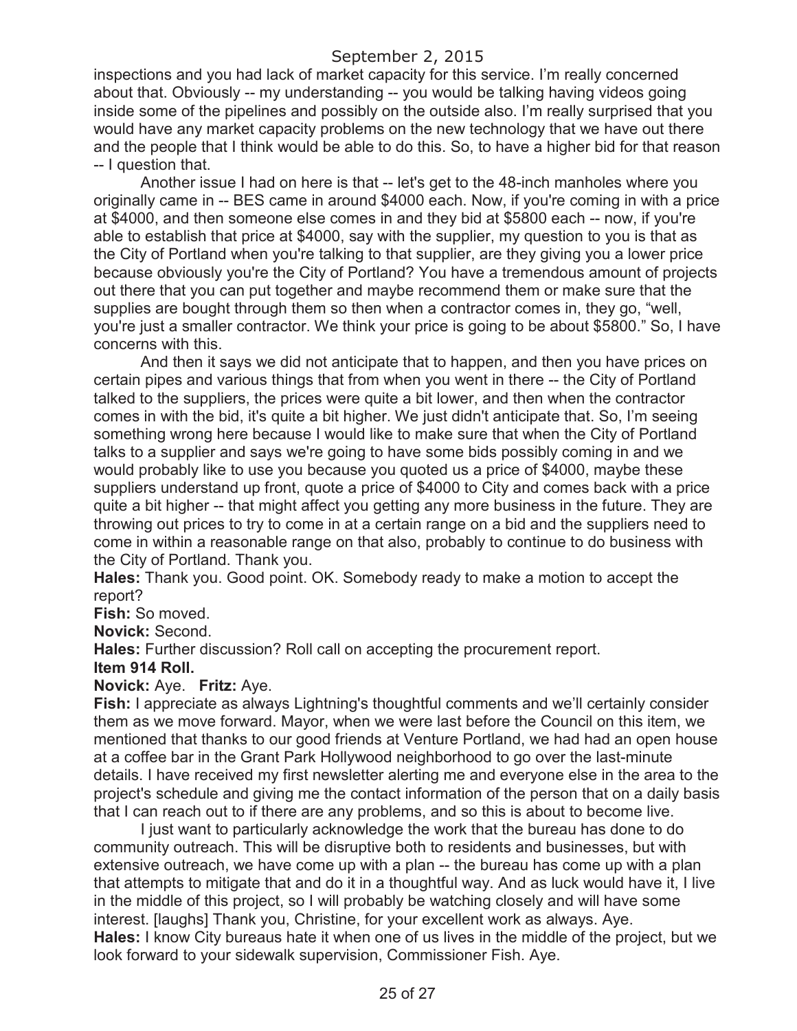inspections and you had lack of market capacity for this service. I'm really concerned about that. Obviously -- my understanding -- you would be talking having videos going inside some of the pipelines and possibly on the outside also. I'm really surprised that you would have any market capacity problems on the new technology that we have out there and the people that I think would be able to do this. So, to have a higher bid for that reason -- I question that.

Another issue I had on here is that -- let's get to the 48-inch manholes where you originally came in -- BES came in around $4000 each. Now, if you're coming in with a price at $4000, and then someone else comes in and they bid at $5800 each -- now, if you're able to establish that price at $4000, say with the supplier, my question to you is that as the City of Portland when you're talking to that supplier, are they giving you a lower price because obviously you're the City of Portland? You have a tremendous amount of projects out there that you can put together and maybe recommend them or make sure that the supplies are bought through them so then when a contractor comes in, they go, "well, you're just a smaller contractor. We think your price is going to be about $5800." So, I have concerns with this.

And then it says we did not anticipate that to happen, and then you have prices on certain pipes and various things that from when you went in there -- the City of Portland talked to the suppliers, the prices were quite a bit lower, and then when the contractor comes in with the bid, it's quite a bit higher. We just didn't anticipate that. So, I'm seeing something wrong here because I would like to make sure that when the City of Portland talks to a supplier and says we're going to have some bids possibly coming in and we would probably like to use you because you quoted us a price of $4000, maybe these suppliers understand up front, quote a price of $4000 to City and comes back with a price quite a bit higher -- that might affect you getting any more business in the future. They are throwing out prices to try to come in at a certain range on a bid and the suppliers need to come in within a reasonable range on that also, probably to continue to do business with the City of Portland. Thank you.

**Hales:** Thank you. Good point. OK. Somebody ready to make a motion to accept the report?

**Fish:** So moved.

**Novick:** Second.

**Hales:** Further discussion? Roll call on accepting the procurement report.

**Item 914 Roll.**

**Novick:** Aye. **Fritz:** Aye.

**Fish:** I appreciate as always Lightning's thoughtful comments and we'll certainly consider them as we move forward. Mayor, when we were last before the Council on this item, we mentioned that thanks to our good friends at Venture Portland, we had had an open house at a coffee bar in the Grant Park Hollywood neighborhood to go over the last-minute details. I have received my first newsletter alerting me and everyone else in the area to the project's schedule and giving me the contact information of the person that on a daily basis that I can reach out to if there are any problems, and so this is about to become live.

I just want to particularly acknowledge the work that the bureau has done to do community outreach. This will be disruptive both to residents and businesses, but with extensive outreach, we have come up with a plan -- the bureau has come up with a plan that attempts to mitigate that and do it in a thoughtful way. And as luck would have it, I live in the middle of this project, so I will probably be watching closely and will have some interest. [laughs] Thank you, Christine, for your excellent work as always. Aye.

**Hales:** I know City bureaus hate it when one of us lives in the middle of the project, but we look forward to your sidewalk supervision, Commissioner Fish. Aye.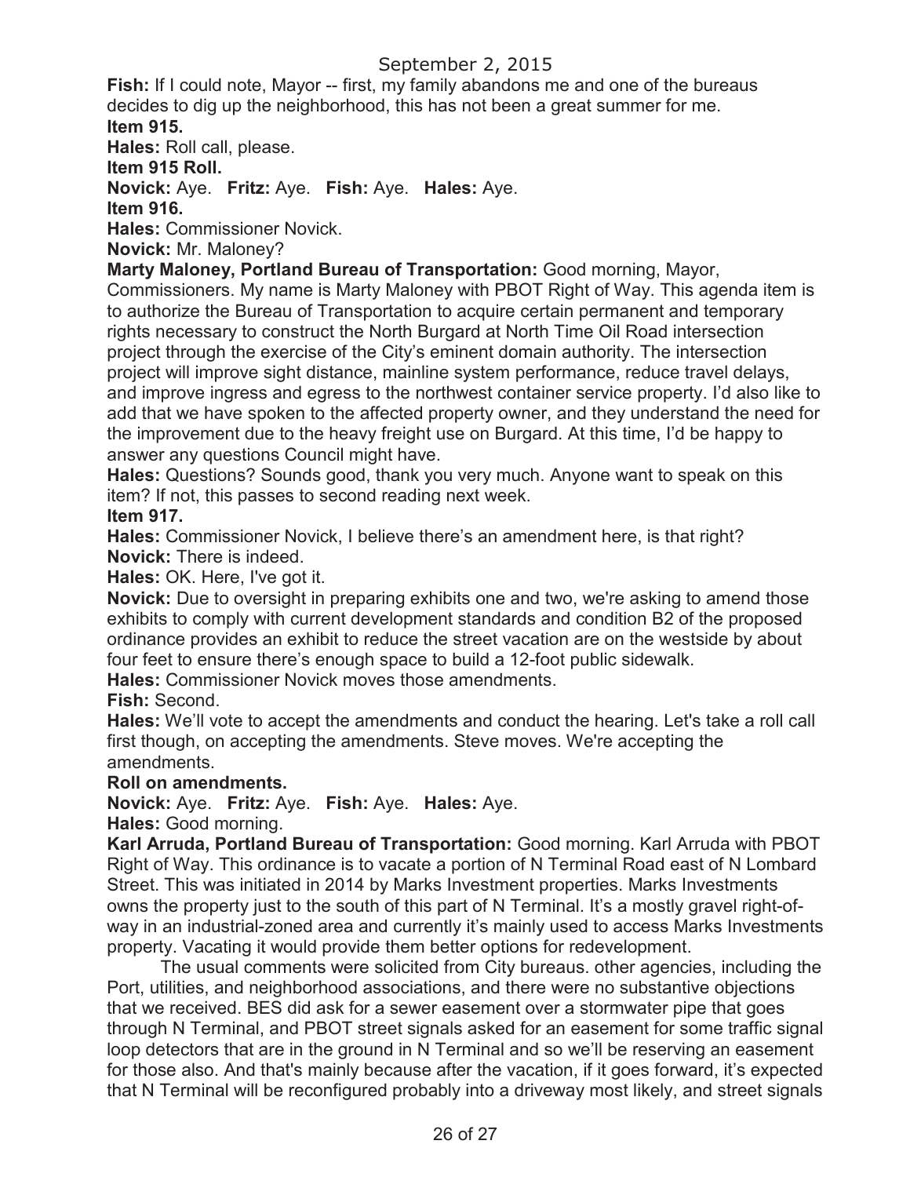**Fish:** If I could note, Mayor -- first, my family abandons me and one of the bureaus decides to dig up the neighborhood, this has not been a great summer for me.

**Item 915.**

**Hales:** Roll call, please.

**Item 915 Roll.**

**Novick:** Aye. **Fritz:** Aye. **Fish:** Aye. **Hales:** Aye.

**Item 916.**

**Hales:** Commissioner Novick.

**Novick:** Mr. Maloney?

**Marty Maloney, Portland Bureau of Transportation:** Good morning, Mayor, Commissioners. My name is Marty Maloney with PBOT Right of Way. This agenda item is to authorize the Bureau of Transportation to acquire certain permanent and temporary rights necessary to construct the North Burgard at North Time Oil Road intersection project through the exercise of the City's eminent domain authority. The intersection project will improve sight distance, mainline system performance, reduce travel delays, and improve ingress and egress to the northwest container service property. I'd also like to add that we have spoken to the affected property owner, and they understand the need for the improvement due to the heavy freight use on Burgard. At this time, I'd be happy to answer any questions Council might have.

**Hales:** Questions? Sounds good, thank you very much. Anyone want to speak on this item? If not, this passes to second reading next week.

**Item 917.**

**Hales:** Commissioner Novick, I believe there's an amendment here, is that right?

**Novick:** There is indeed.

**Hales:** OK. Here, I've got it.

**Novick:** Due to oversight in preparing exhibits one and two, we're asking to amend those exhibits to comply with current development standards and condition B2 of the proposed ordinance provides an exhibit to reduce the street vacation are on the westside by about four feet to ensure there's enough space to build a 12-foot public sidewalk.

**Hales:** Commissioner Novick moves those amendments.

**Fish:** Second.

**Hales:** We'll vote to accept the amendments and conduct the hearing. Let's take a roll call first though, on accepting the amendments. Steve moves. We're accepting the amendments.

**Roll on amendments.**

**Novick:** Aye. **Fritz:** Aye. **Fish:** Aye. **Hales:** Aye.

**Hales:** Good morning.

**Karl Arruda, Portland Bureau of Transportation:** Good morning. Karl Arruda with PBOT Right of Way. This ordinance is to vacate a portion of N Terminal Road east of N Lombard Street. This was initiated in 2014 by Marks Investment properties. Marks Investments owns the property just to the south of this part of N Terminal. It's a mostly gravel right-of-way in an industrial-zoned area and currently it's mainly used to access Marks Investments property. Vacating it would provide them better options for redevelopment.

The usual comments were solicited from City bureaus. other agencies, including the Port, utilities, and neighborhood associations, and there were no substantive objections that we received. BES did ask for a sewer easement over a stormwater pipe that goes through N Terminal, and PBOT street signals asked for an easement for some traffic signal loop detectors that are in the ground in N Terminal and so we'll be reserving an easement for those also. And that's mainly because after the vacation, if it goes forward, it's expected that N Terminal will be reconfigured probably into a driveway most likely, and street signals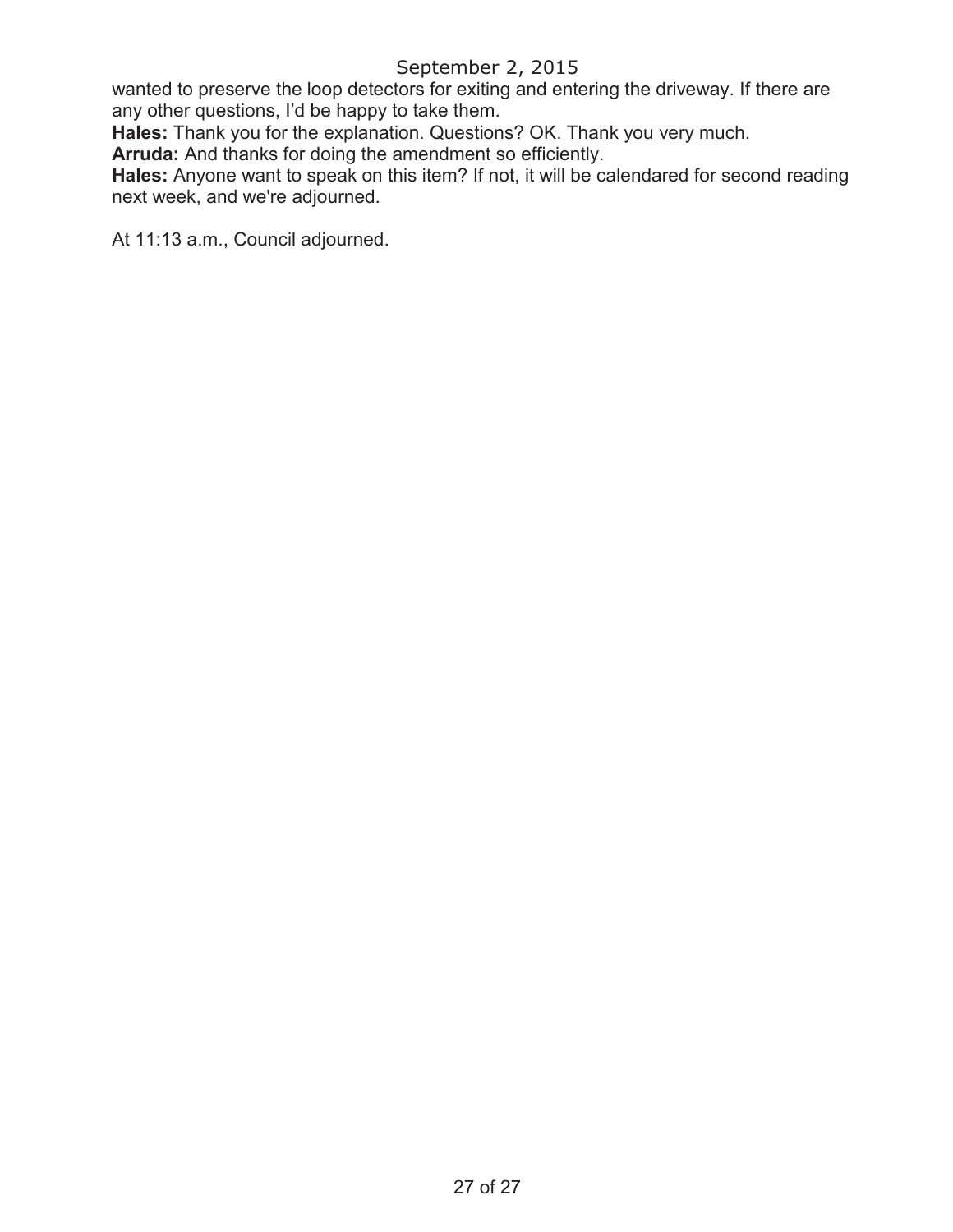wanted to preserve the loop detectors for exiting and entering the driveway. If there are any other questions, I'd be happy to take them.

**Hales:** Thank you for the explanation. Questions? OK. Thank you very much.

**Arruda:** And thanks for doing the amendment so efficiently.

**Hales:** Anyone want to speak on this item? If not, it will be calendared for second reading next week, and we're adjourned.

At 11:13 a.m., Council adjourned.